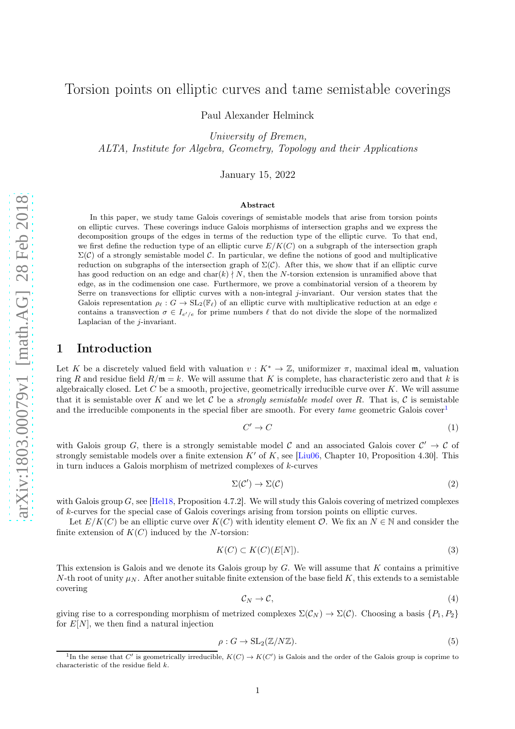# Torsion points on elliptic curves and tame semistable coverings

Paul Alexander Helminck

*University of Bremen,*
*ALTA, Institute for Algebra, Geometry, Topology and their Applications*

January 15, 2022

### Abstract

In this paper, we study tame Galois coverings of semistable models that arise from torsion points on elliptic curves. These coverings induce Galois morphisms of intersection graphs and we express the decomposition groups of the edges in terms of the reduction type of the elliptic curve. To that end, we first define the reduction type of an elliptic curve $E/K(C)$ on a subgraph of the intersection graph $\Sigma(\mathcal{C})$ of a strongly semistable model $\mathcal{C}$. In particular, we define the notions of good and multiplicative reduction on subgraphs of the intersection graph of $\Sigma(\mathcal{C})$. After this, we show that if an elliptic curve has good reduction on an edge and $\text{char}(k) \nmid N$, then the $N$-torsion extension is unramified above that edge, as in the codimension one case. Furthermore, we prove a combinatorial version of a theorem by Serre on transvections for elliptic curves with a non-integral $j$-invariant. Our version states that the Galois representation $\rho_\ell : G \to \text{SL}_2(\mathbb{F}_\ell)$ of an elliptic curve with multiplicative reduction at an edge $e$ contains a transvection $\sigma \in I_{e'/e}$ for prime numbers $\ell$ that do not divide the slope of the normalized Laplacian of the $j$-invariant.

## 1 Introduction

Let $K$ be a discretely valued field with valuation $v : K^* \to \mathbb{Z}$, uniformizer $\pi$, maximal ideal $\mathfrak{m}$, valuation ring $R$ and residue field $R/\mathfrak{m} = k$. We will assume that $K$ is complete, has characteristic zero and that $k$ is algebraically closed. Let $C$ be a smooth, projective, geometrically irreducible curve over $K$. We will assume that it is semistable over $K$ and we let $\mathcal{C}$ be a *strongly semistable model* over $R$. That is, $\mathcal{C}$ is semistable and the irreducible components in the special fiber are smooth. For every *tame* geometric Galois cover[1]

$$C' \to C \tag{1}$$

with Galois group $G$, there is a strongly semistable model $\mathcal{C}$ and an associated Galois cover $\mathcal{C}' \to \mathcal{C}$ of strongly semistable models over a finite extension $K'$ of $K$, see [Liu06, Chapter 10, Proposition 4.30]. This in turn induces a Galois morphism of metrized complexes of $k$-curves

$$\Sigma(\mathcal{C}') \to \Sigma(\mathcal{C}) \tag{2}$$

with Galois group $G$, see [Hel18, Proposition 4.7.2]. We will study this Galois covering of metrized complexes of $k$-curves for the special case of Galois coverings arising from torsion points on elliptic curves.

Let $E/K(C)$ be an elliptic curve over $K(C)$ with identity element $\mathcal{O}$. We fix an $N \in \mathbb{N}$ and consider the finite extension of $K(C)$ induced by the $N$-torsion:

$$K(C) \subset K(C)(E[N]). \tag{3}$$

This extension is Galois and we denote its Galois group by $G$. We will assume that $K$ contains a primitive $N$-th root of unity $\mu_N$. After another suitable finite extension of the base field $K$, this extends to a semistable covering

$$\mathcal{C}_N \to \mathcal{C}, \tag{4}$$

giving rise to a corresponding morphism of metrized complexes $\Sigma(\mathcal{C}_N) \to \Sigma(\mathcal{C})$. Choosing a basis $\{P_1, P_2\}$ for $E[N]$, we then find a natural injection

$$\rho : G \to \text{SL}_2(\mathbb{Z}/N\mathbb{Z}). \tag{5}$$

[1] In the sense that $C'$ is geometrically irreducible, $K(C) \to K(C')$ is Galois and the order of the Galois group is coprime to characteristic of the residue field $k$.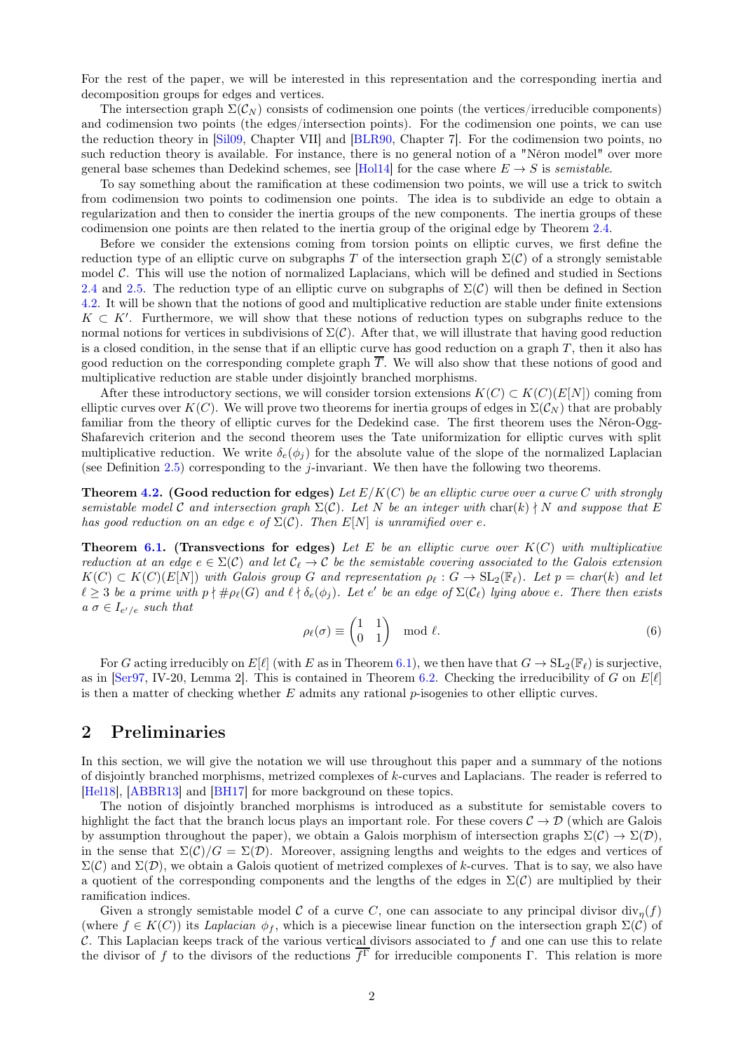For the rest of the paper, we will be interested in this representation and the corresponding inertia and decomposition groups for edges and vertices.

The intersection graph $\Sigma(\mathcal{C}_N)$ consists of codimension one points (the vertices/irreducible components) and codimension two points (the edges/intersection points). For the codimension one points, we can use the reduction theory in [Sil09, Chapter VII] and [BLR90, Chapter 7]. For the codimension two points, no such reduction theory is available. For instance, there is no general notion of a "Néron model" over more general base schemes than Dedekind schemes, see [Hol14] for the case where $E \to S$ is *semistable*.

To say something about the ramification at these codimension two points, we will use a trick to switch from codimension two points to codimension one points. The idea is to subdivide an edge to obtain a regularization and then to consider the inertia groups of the new components. The inertia groups of these codimension one points are then related to the inertia group of the original edge by Theorem 2.4.

Before we consider the extensions coming from torsion points on elliptic curves, we first define the reduction type of an elliptic curve on subgraphs $T$ of the intersection graph $\Sigma(\mathcal{C})$ of a strongly semistable model $\mathcal{C}$. This will use the notion of normalized Laplacians, which will be defined and studied in Sections 2.4 and 2.5. The reduction type of an elliptic curve on subgraphs of $\Sigma(\mathcal{C})$ will then be defined in Section 4.2. It will be shown that the notions of good and multiplicative reduction are stable under finite extensions $K \subset K'$. Furthermore, we will show that these notions of reduction types on subgraphs reduce to the normal notions for vertices in subdivisions of $\Sigma(\mathcal{C})$. After that, we will illustrate that having good reduction is a closed condition, in the sense that if an elliptic curve has good reduction on a graph $T$, then it also has good reduction on the corresponding complete graph $\overline{T}$. We will also show that these notions of good and multiplicative reduction are stable under disjointly branched morphisms.

After these introductory sections, we will consider torsion extensions $K(C) \subset K(C)(E[N])$ coming from elliptic curves over $K(C)$. We will prove two theorems for inertia groups of edges in $\Sigma(\mathcal{C}_N)$ that are probably familiar from the theory of elliptic curves for the Dedekind case. The first theorem uses the Néron-Ogg-Shafarevich criterion and the second theorem uses the Tate uniformization for elliptic curves with split multiplicative reduction. We write $\delta_e(\phi_j)$ for the absolute value of the slope of the normalized Laplacian (see Definition 2.5) corresponding to the $j$-invariant. We then have the following two theorems.

**Theorem 4.2. (Good reduction for edges)** *Let $E/K(C)$ be an elliptic curve over a curve $C$ with strongly semistable model $\mathcal{C}$ and intersection graph $\Sigma(\mathcal{C})$. Let $N$ be an integer with $\mathrm{char}(k) \nmid N$ and suppose that $E$ has good reduction on an edge $e$ of $\Sigma(\mathcal{C})$. Then $E[N]$ is unramified over $e$.*

**Theorem 6.1. (Transvections for edges)** *Let $E$ be an elliptic curve over $K(C)$ with multiplicative reduction at an edge $e \in \Sigma(\mathcal{C})$ and let $\mathcal{C}_\ell \to \mathcal{C}$ be the semistable covering associated to the Galois extension $K(C) \subset K(C)(E[N])$ with Galois group $G$ and representation $\rho_\ell : G \to \mathrm{SL}_2(\mathbb{F}_\ell)$. Let $p = char(k)$ and let $\ell \geq 3$ be a prime with $p \nmid \#\rho_\ell(G)$ and $\ell \nmid \delta_e(\phi_j)$. Let $e'$ be an edge of $\Sigma(\mathcal{C}_\ell)$ lying above $e$. There then exists a $\sigma \in I_{e'/e}$ such that*

$$\rho_\ell(\sigma) \equiv \begin{pmatrix} 1 & 1 \\ 0 & 1 \end{pmatrix} \mod \ell. \tag{6}$$

For $G$ acting irreducibly on $E[\ell]$ (with $E$ as in Theorem 6.1), we then have that $G \to \mathrm{SL}_2(\mathbb{F}_\ell)$ is surjective, as in [Ser97, IV-20, Lemma 2]. This is contained in Theorem 6.2. Checking the irreducibility of $G$ on $E[\ell]$ is then a matter of checking whether $E$ admits any rational $p$-isogenies to other elliptic curves.

## 2 Preliminaries

In this section, we will give the notation we will use throughout this paper and a summary of the notions of disjointly branched morphisms, metrized complexes of $k$-curves and Laplacians. The reader is referred to [Hel18], [ABBR13] and [BH17] for more background on these topics.

The notion of disjointly branched morphisms is introduced as a substitute for semistable covers to highlight the fact that the branch locus plays an important role. For these covers $\mathcal{C} \to \mathcal{D}$ (which are Galois by assumption throughout the paper), we obtain a Galois morphism of intersection graphs $\Sigma(\mathcal{C}) \to \Sigma(\mathcal{D})$, in the sense that $\Sigma(\mathcal{C})/G = \Sigma(\mathcal{D})$. Moreover, assigning lengths and weights to the edges and vertices of $\Sigma(\mathcal{C})$ and $\Sigma(\mathcal{D})$, we obtain a Galois quotient of metrized complexes of $k$-curves. That is to say, we also have a quotient of the corresponding components and the lengths of the edges in $\Sigma(\mathcal{C})$ are multiplied by their ramification indices.

Given a strongly semistable model $\mathcal{C}$ of a curve $C$, one can associate to any principal divisor $\mathrm{div}_\eta(f)$ (where $f \in K(C)$) its *Laplacian* $\phi_f$, which is a piecewise linear function on the intersection graph $\Sigma(\mathcal{C})$ of $\mathcal{C}$. This Laplacian keeps track of the various vertical divisors associated to $f$ and one can use this to relate the divisor of $f$ to the divisors of the reductions $\overline{f^\Gamma}$ for irreducible components $\Gamma$. This relation is more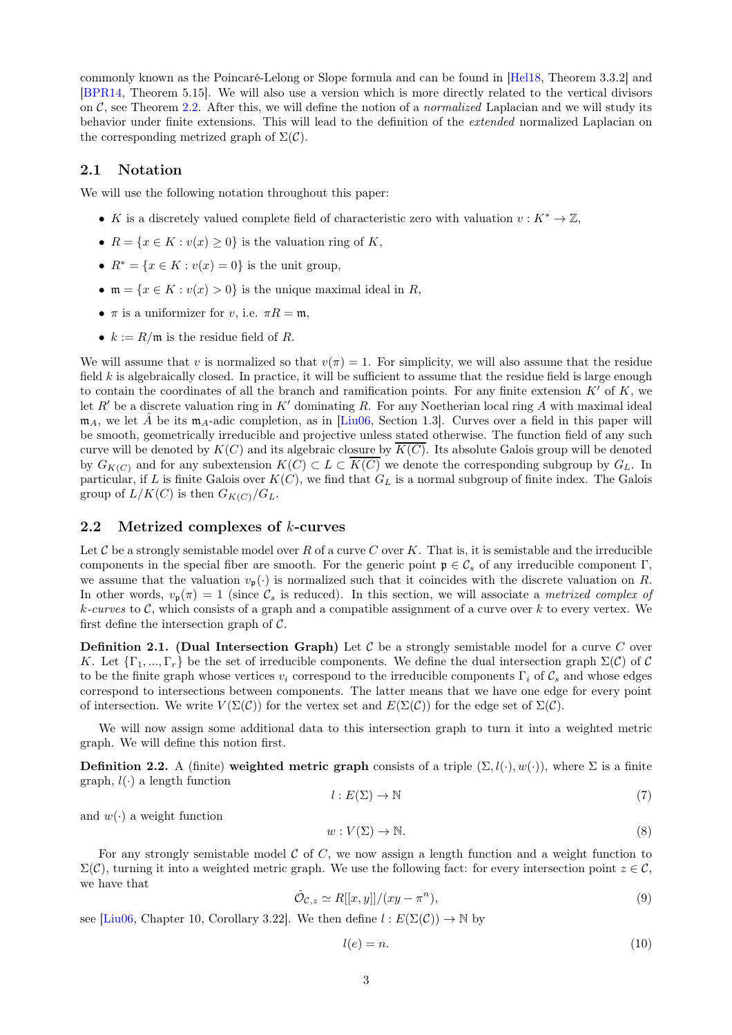commonly known as the Poincaré-Lelong or Slope formula and can be found in [Hel18, Theorem 3.3.2] and [BPR14, Theorem 5.15]. We will also use a version which is more directly related to the vertical divisors on $\mathcal{C}$, see Theorem 2.2. After this, we will define the notion of a *normalized* Laplacian and we will study its behavior under finite extensions. This will lead to the definition of the *extended* normalized Laplacian on the corresponding metrized graph of $\Sigma(\mathcal{C})$.

## 2.1 Notation

We will use the following notation throughout this paper:

- $K$ is a discretely valued complete field of characteristic zero with valuation $v : K^* \to \mathbb{Z}$,
- $R = \{x \in K : v(x) \geq 0\}$ is the valuation ring of $K$,
- $R^* = \{x \in K : v(x) = 0\}$ is the unit group,
- $\mathfrak{m} = \{x \in K : v(x) > 0\}$ is the unique maximal ideal in $R$,
- $\pi$ is a uniformizer for $v$, i.e. $\pi R = \mathfrak{m}$,
- $k := R/\mathfrak{m}$ is the residue field of $R$.

We will assume that $v$ is normalized so that $v(\pi) = 1$. For simplicity, we will also assume that the residue field $k$ is algebraically closed. In practice, it will be sufficient to assume that the residue field is large enough to contain the coordinates of all the branch and ramification points. For any finite extension $K'$ of $K$, we let $R'$ be a discrete valuation ring in $K'$ dominating $R$. For any Noetherian local ring $A$ with maximal ideal $\mathfrak{m}_A$, we let $\hat{A}$ be its $\mathfrak{m}_A$-adic completion, as in [Liu06, Section 1.3]. Curves over a field in this paper will be smooth, geometrically irreducible and projective unless stated otherwise. The function field of any such curve will be denoted by $K(C)$ and its algebraic closure by $\overline{K(C)}$. Its absolute Galois group will be denoted by $G_{K(C)}$ and for any subextension $K(C) \subset L \subset \overline{K(C)}$ we denote the corresponding subgroup by $G_L$. In particular, if $L$ is finite Galois over $K(C)$, we find that $G_L$ is a normal subgroup of finite index. The Galois group of $L/K(C)$ is then $G_{K(C)}/G_L$.

## 2.2 Metrized complexes of $k$-curves

Let $\mathcal{C}$ be a strongly semistable model over $R$ of a curve $C$ over $K$. That is, it is semistable and the irreducible components in the special fiber are smooth. For the generic point $\mathfrak{p} \in \mathcal{C}_s$ of any irreducible component $\Gamma$, we assume that the valuation $v_{\mathfrak{p}}(\cdot)$ is normalized such that it coincides with the discrete valuation on $R$. In other words, $v_{\mathfrak{p}}(\pi) = 1$ (since $\mathcal{C}_s$ is reduced). In this section, we will associate a *metrized complex of $k$-curves* to $\mathcal{C}$, which consists of a graph and a compatible assignment of a curve over $k$ to every vertex. We first define the intersection graph of $\mathcal{C}$.

**Definition 2.1. (Dual Intersection Graph)** Let $\mathcal{C}$ be a strongly semistable model for a curve $C$ over $K$. Let $\{\Gamma_1, ..., \Gamma_r\}$ be the set of irreducible components. We define the dual intersection graph $\Sigma(\mathcal{C})$ of $\mathcal{C}$ to be the finite graph whose vertices $v_i$ correspond to the irreducible components $\Gamma_i$ of $\mathcal{C}_s$ and whose edges correspond to intersections between components. The latter means that we have one edge for every point of intersection. We write $V(\Sigma(\mathcal{C}))$ for the vertex set and $E(\Sigma(\mathcal{C}))$ for the edge set of $\Sigma(\mathcal{C})$.

We will now assign some additional data to this intersection graph to turn it into a weighted metric graph. We will define this notion first.

**Definition 2.2.** A (finite) **weighted metric graph** consists of a triple $(\Sigma, l(\cdot), w(\cdot))$, where $\Sigma$ is a finite graph, $l(\cdot)$ a length function

$$l : E(\Sigma) \to \mathbb{N} \tag{7}$$

and $w(\cdot)$ a weight function

$$w : V(\Sigma) \to \mathbb{N}. \tag{8}$$

For any strongly semistable model $\mathcal{C}$ of $C$, we now assign a length function and a weight function to $\Sigma(\mathcal{C})$, turning it into a weighted metric graph. We use the following fact: for every intersection point $z \in \mathcal{C}$, we have that

$$\hat{\mathcal{O}}_{\mathcal{C},z} \simeq R[[x,y]]/(xy - \pi^n), \tag{9}$$

see [Liu06, Chapter 10, Corollary 3.22]. We then define $l : E(\Sigma(\mathcal{C})) \to \mathbb{N}$ by

$$l(e) = n. \tag{10}$$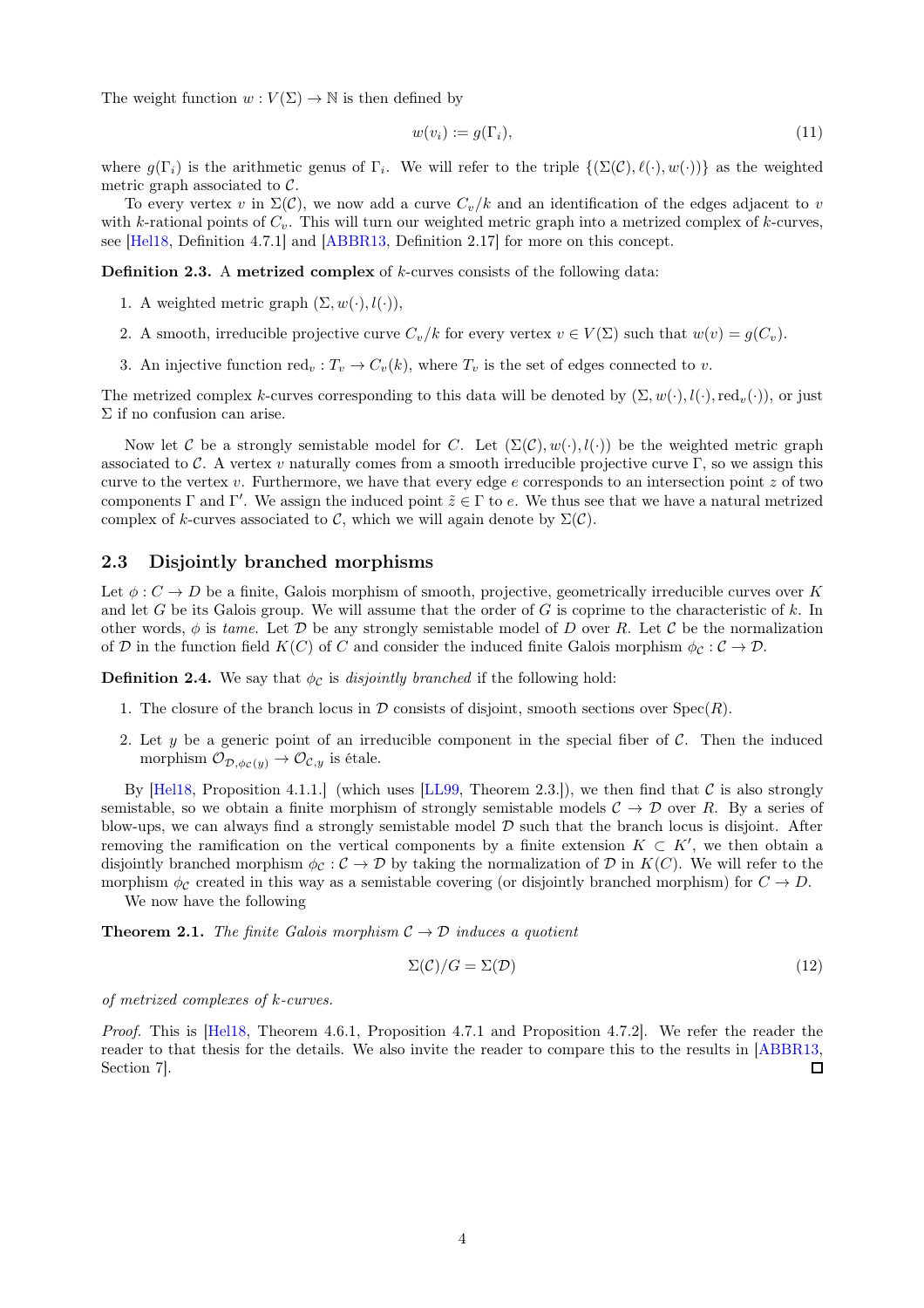The weight function $w : V(\Sigma) \to \mathbb{N}$ is then defined by

$$w(v_i) := g(\Gamma_i), \tag{11}$$

where $g(\Gamma_i)$ is the arithmetic genus of $\Gamma_i$. We will refer to the triple $\{(\Sigma(\mathcal{C}), \ell(\cdot), w(\cdot))\}$ as the weighted metric graph associated to $\mathcal{C}$.

To every vertex $v$ in $\Sigma(\mathcal{C})$, we now add a curve $C_v/k$ and an identification of the edges adjacent to $v$ with $k$-rational points of $C_v$. This will turn our weighted metric graph into a metrized complex of $k$-curves, see [Hel18, Definition 4.7.1] and [ABBR13, Definition 2.17] for more on this concept.

**Definition 2.3.** A **metrized complex** of $k$-curves consists of the following data:

1. A weighted metric graph $(\Sigma, w(\cdot), l(\cdot))$,
2. A smooth, irreducible projective curve $C_v/k$ for every vertex $v \in V(\Sigma)$ such that $w(v) = g(C_v)$.
3. An injective function $\mathrm{red}_v : T_v \to C_v(k)$, where $T_v$ is the set of edges connected to $v$.

The metrized complex $k$-curves corresponding to this data will be denoted by $(\Sigma, w(\cdot), l(\cdot), \mathrm{red}_v(\cdot))$, or just $\Sigma$ if no confusion can arise.

Now let $\mathcal{C}$ be a strongly semistable model for $C$. Let $(\Sigma(\mathcal{C}), w(\cdot), l(\cdot))$ be the weighted metric graph associated to $\mathcal{C}$. A vertex $v$ naturally comes from a smooth irreducible projective curve $\Gamma$, so we assign this curve to the vertex $v$. Furthermore, we have that every edge $e$ corresponds to an intersection point $z$ of two components $\Gamma$ and $\Gamma'$. We assign the induced point $\tilde{z} \in \Gamma$ to $e$. We thus see that we have a natural metrized complex of $k$-curves associated to $\mathcal{C}$, which we will again denote by $\Sigma(\mathcal{C})$.

## 2.3 Disjointly branched morphisms

Let $\phi : C \to D$ be a finite, Galois morphism of smooth, projective, geometrically irreducible curves over $K$ and let $G$ be its Galois group. We will assume that the order of $G$ is coprime to the characteristic of $k$. In other words, $\phi$ is *tame*. Let $\mathcal{D}$ be any strongly semistable model of $D$ over $R$. Let $\mathcal{C}$ be the normalization of $\mathcal{D}$ in the function field $K(C)$ of $C$ and consider the induced finite Galois morphism $\phi_{\mathcal{C}} : \mathcal{C} \to \mathcal{D}$.

**Definition 2.4.** We say that $\phi_{\mathcal{C}}$ is *disjointly branched* if the following hold:

1. The closure of the branch locus in $\mathcal{D}$ consists of disjoint, smooth sections over $\mathrm{Spec}(R)$.
2. Let $y$ be a generic point of an irreducible component in the special fiber of $\mathcal{C}$. Then the induced morphism $\mathcal{O}_{\mathcal{D},\phi_{\mathcal{C}}(y)} \to \mathcal{O}_{\mathcal{C},y}$ is étale.

By [Hel18, Proposition 4.1.1.] (which uses [LL99, Theorem 2.3.]), we then find that $\mathcal{C}$ is also strongly semistable, so we obtain a finite morphism of strongly semistable models $\mathcal{C} \to \mathcal{D}$ over $R$. By a series of blow-ups, we can always find a strongly semistable model $\mathcal{D}$ such that the branch locus is disjoint. After removing the ramification on the vertical components by a finite extension $K \subset K'$, we then obtain a disjointly branched morphism $\phi_{\mathcal{C}} : \mathcal{C} \to \mathcal{D}$ by taking the normalization of $\mathcal{D}$ in $K(C)$. We will refer to the morphism $\phi_{\mathcal{C}}$ created in this way as a semistable covering (or disjointly branched morphism) for $C \to D$.

We now have the following

**Theorem 2.1.** *The finite Galois morphism $\mathcal{C} \to \mathcal{D}$ induces a quotient*

$$\Sigma(\mathcal{C})/G = \Sigma(\mathcal{D}) \tag{12}$$

*of metrized complexes of $k$-curves.*

*Proof.* This is [Hel18, Theorem 4.6.1, Proposition 4.7.1 and Proposition 4.7.2]. We refer the reader the reader to that thesis for the details. We also invite the reader to compare this to the results in [ABBR13, Section 7]. □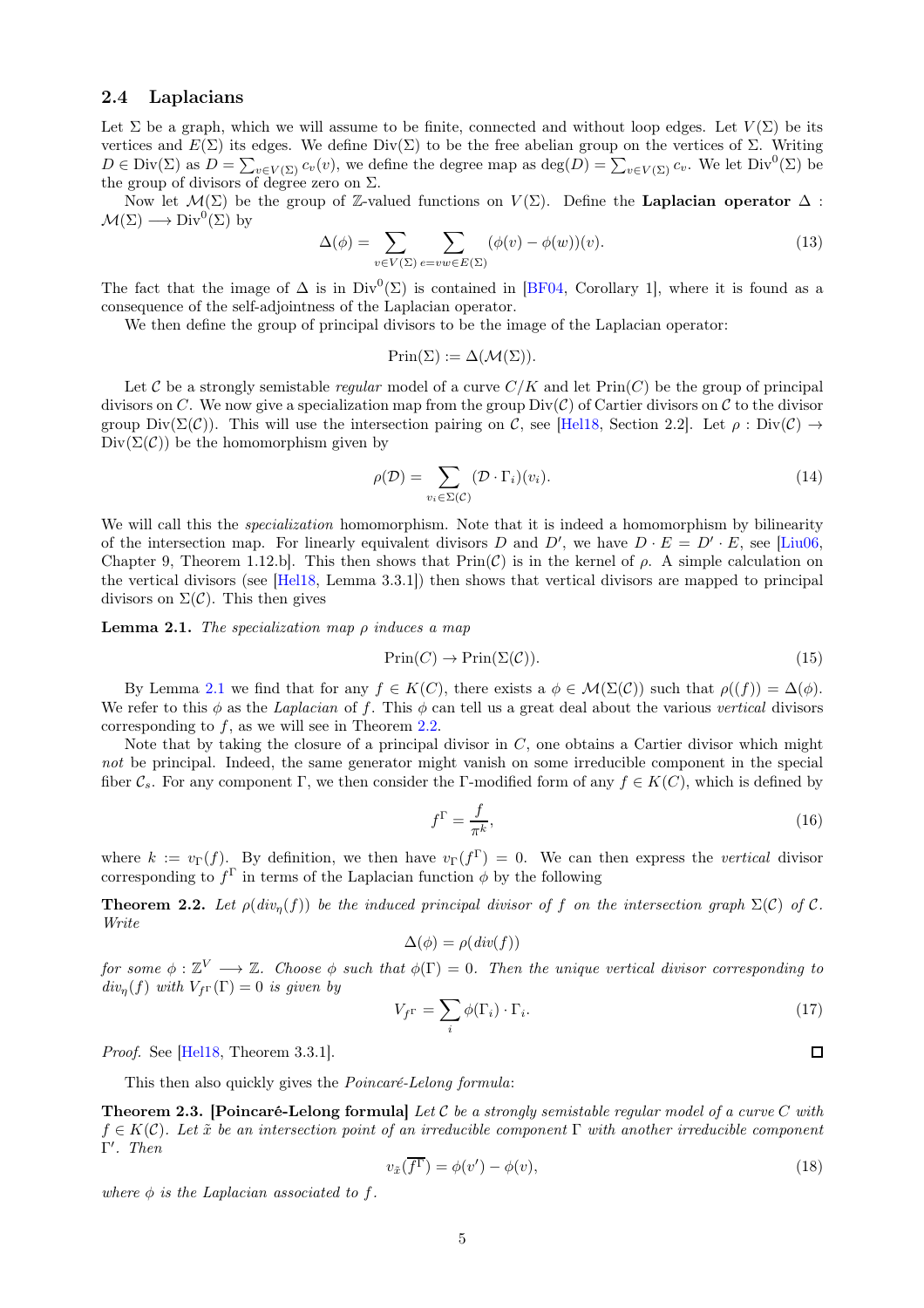### 2.4 Laplacians

Let $\Sigma$ be a graph, which we will assume to be finite, connected and without loop edges. Let $V(\Sigma)$ be its vertices and $E(\Sigma)$ its edges. We define $\mathrm{Div}(\Sigma)$ to be the free abelian group on the vertices of $\Sigma$. Writing $D \in \mathrm{Div}(\Sigma)$ as $D = \sum_{v \in V(\Sigma)} c_v(v)$, we define the degree map as $\deg(D) = \sum_{v \in V(\Sigma)} c_v$. We let $\mathrm{Div}^0(\Sigma)$ be the group of divisors of degree zero on $\Sigma$.

Now let $\mathcal{M}(\Sigma)$ be the group of $\mathbb{Z}$-valued functions on $V(\Sigma)$. Define the **Laplacian operator** $\Delta : \mathcal{M}(\Sigma) \longrightarrow \mathrm{Div}^0(\Sigma)$ by

$$\Delta(\phi) = \sum_{v \in V(\Sigma)} \sum_{e = vw \in E(\Sigma)} (\phi(v) - \phi(w))(v). \tag{13}$$

The fact that the image of $\Delta$ is in $\mathrm{Div}^0(\Sigma)$ is contained in [BF04, Corollary 1], where it is found as a consequence of the self-adjointness of the Laplacian operator.

We then define the group of principal divisors to be the image of the Laplacian operator:

$$\mathrm{Prin}(\Sigma) := \Delta(\mathcal{M}(\Sigma)).$$

Let $\mathcal{C}$ be a strongly semistable *regular* model of a curve $C/K$ and let $\mathrm{Prin}(C)$ be the group of principal divisors on $C$. We now give a specialization map from the group $\mathrm{Div}(\mathcal{C})$ of Cartier divisors on $\mathcal{C}$ to the divisor group $\mathrm{Div}(\Sigma(\mathcal{C}))$. This will use the intersection pairing on $\mathcal{C}$, see [Hel18, Section 2.2]. Let $\rho : \mathrm{Div}(\mathcal{C}) \to \mathrm{Div}(\Sigma(\mathcal{C}))$ be the homomorphism given by

$$\rho(\mathcal{D}) = \sum_{v_i \in \Sigma(\mathcal{C})} (\mathcal{D} \cdot \Gamma_i)(v_i). \tag{14}$$

We will call this the *specialization* homomorphism. Note that it is indeed a homomorphism by bilinearity of the intersection map. For linearly equivalent divisors $D$ and $D'$, we have $D \cdot E = D' \cdot E$, see [Liu06, Chapter 9, Theorem 1.12.b]. This then shows that $\mathrm{Prin}(\mathcal{C})$ is in the kernel of $\rho$. A simple calculation on the vertical divisors (see [Hel18, Lemma 3.3.1]) then shows that vertical divisors are mapped to principal divisors on $\Sigma(\mathcal{C})$. This then gives

**Lemma 2.1.** *The specialization map $\rho$ induces a map*

$$\mathrm{Prin}(C) \to \mathrm{Prin}(\Sigma(\mathcal{C})). \tag{15}$$

By Lemma 2.1 we find that for any $f \in K(C)$, there exists a $\phi \in \mathcal{M}(\Sigma(\mathcal{C}))$ such that $\rho((f)) = \Delta(\phi)$. We refer to this $\phi$ as the *Laplacian* of $f$. This $\phi$ can tell us a great deal about the various *vertical* divisors corresponding to $f$, as we will see in Theorem 2.2.

Note that by taking the closure of a principal divisor in $C$, one obtains a Cartier divisor which might *not* be principal. Indeed, the same generator might vanish on some irreducible component in the special fiber $\mathcal{C}_s$. For any component $\Gamma$, we then consider the $\Gamma$-modified form of any $f \in K(C)$, which is defined by

$$f^{\Gamma} = \frac{f}{\pi^k}, \tag{16}$$

where $k := v_{\Gamma}(f)$. By definition, we then have $v_{\Gamma}(f^{\Gamma}) = 0$. We can then express the *vertical* divisor corresponding to $f^{\Gamma}$ in terms of the Laplacian function $\phi$ by the following

**Theorem 2.2.** *Let $\rho(div_{\eta}(f))$ be the induced principal divisor of $f$ on the intersection graph $\Sigma(\mathcal{C})$ of $\mathcal{C}$. Write*

$$\Delta(\phi) = \rho(div(f))$$

*for some $\phi : \mathbb{Z}^V \longrightarrow \mathbb{Z}$. Choose $\phi$ such that $\phi(\Gamma) = 0$. Then the unique vertical divisor corresponding to $div_{\eta}(f)$ with $V_{f^{\Gamma}}(\Gamma) = 0$ is given by*

$$V_{f^{\Gamma}} = \sum_i \phi(\Gamma_i) \cdot \Gamma_i. \tag{17}$$

*Proof.* See [Hel18, Theorem 3.3.1]. □

This then also quickly gives the *Poincaré-Lelong formula*:

**Theorem 2.3. [Poincaré-Lelong formula]** *Let $\mathcal{C}$ be a strongly semistable regular model of a curve $C$ with $f \in K(\mathcal{C})$. Let $\tilde{x}$ be an intersection point of an irreducible component $\Gamma$ with another irreducible component $\Gamma'$. Then*

$$v_{\tilde{x}}(\overline{f^{\Gamma}}) = \phi(v') - \phi(v), \tag{18}$$

*where $\phi$ is the Laplacian associated to $f$.*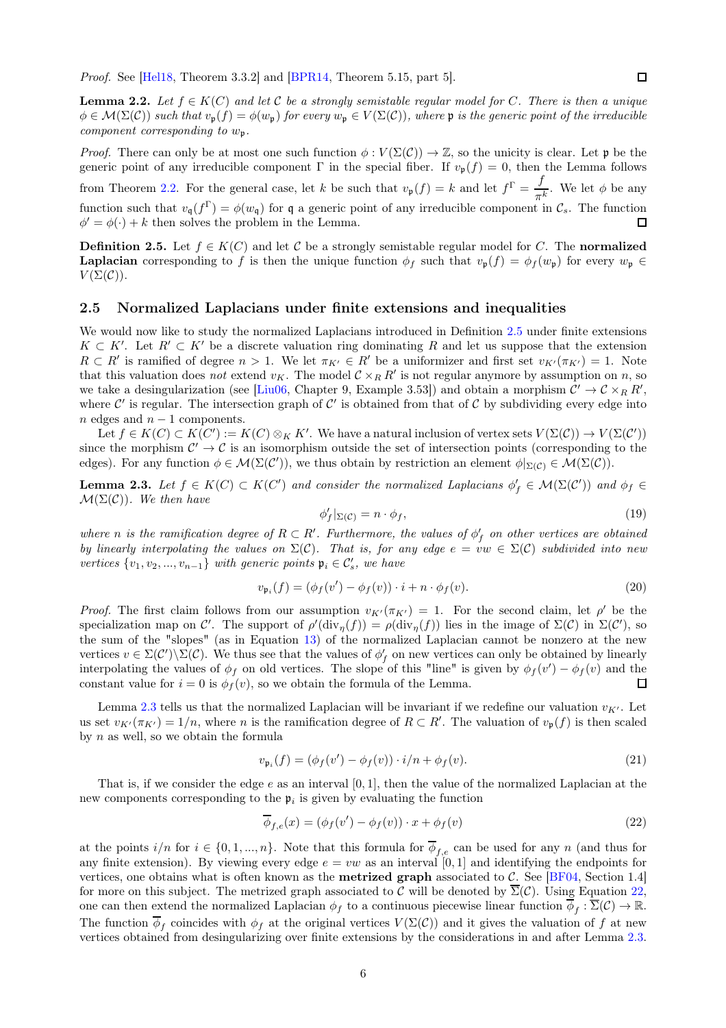*Proof.* See [Hel18, Theorem 3.3.2] and [BPR14, Theorem 5.15, part 5]. ∎

**Lemma 2.2.** *Let $f \in K(C)$ and let $\mathcal{C}$ be a strongly semistable regular model for $C$. There is then a unique $\phi \in \mathcal{M}(\Sigma(\mathcal{C}))$ such that $v_{\mathfrak{p}}(f) = \phi(w_{\mathfrak{p}})$ for every $w_{\mathfrak{p}} \in V(\Sigma(\mathcal{C}))$, where $\mathfrak{p}$ is the generic point of the irreducible component corresponding to $w_{\mathfrak{p}}$.*

*Proof.* There can only be at most one such function $\phi : V(\Sigma(\mathcal{C})) \to \mathbb{Z}$, so the unicity is clear. Let $\mathfrak{p}$ be the generic point of any irreducible component $\Gamma$ in the special fiber. If $v_{\mathfrak{p}}(f) = 0$, then the Lemma follows from Theorem 2.2. For the general case, let $k$ be such that $v_{\mathfrak{p}}(f) = k$ and let $f^{\Gamma} = \dfrac{f}{\pi^k}$. We let $\phi$ be any function such that $v_{\mathfrak{q}}(f^{\Gamma}) = \phi(w_{\mathfrak{q}})$ for $\mathfrak{q}$ a generic point of any irreducible component in $\mathcal{C}_s$. The function $\phi' = \phi(\cdot) + k$ then solves the problem in the Lemma. ∎

**Definition 2.5.** Let $f \in K(C)$ and let $\mathcal{C}$ be a strongly semistable regular model for $C$. The **normalized Laplacian** corresponding to $f$ is then the unique function $\phi_f$ such that $v_{\mathfrak{p}}(f) = \phi_f(w_{\mathfrak{p}})$ for every $w_{\mathfrak{p}} \in V(\Sigma(\mathcal{C}))$.

## 2.5 Normalized Laplacians under finite extensions and inequalities

We would now like to study the normalized Laplacians introduced in Definition 2.5 under finite extensions $K \subset K'$. Let $R' \subset K'$ be a discrete valuation ring dominating $R$ and let us suppose that the extension $R \subset R'$ is ramified of degree $n > 1$. We let $\pi_{K'} \in R'$ be a uniformizer and first set $v_{K'}(\pi_{K'}) = 1$. Note that this valuation does *not* extend $v_K$. The model $\mathcal{C} \times_R R'$ is not regular anymore by assumption on $n$, so we take a desingularization (see [Liu06, Chapter 9, Example 3.53]) and obtain a morphism $\mathcal{C}' \to \mathcal{C} \times_R R'$, where $\mathcal{C}'$ is regular. The intersection graph of $\mathcal{C}'$ is obtained from that of $\mathcal{C}$ by subdividing every edge into $n$ edges and $n-1$ components.

Let $f \in K(C) \subset K(C') := K(C) \otimes_K K'$. We have a natural inclusion of vertex sets $V(\Sigma(\mathcal{C})) \to V(\Sigma(\mathcal{C}'))$ since the morphism $\mathcal{C}' \to \mathcal{C}$ is an isomorphism outside the set of intersection points (corresponding to the edges). For any function $\phi \in \mathcal{M}(\Sigma(\mathcal{C}'))$, we thus obtain by restriction an element $\phi|_{\Sigma(\mathcal{C})} \in \mathcal{M}(\Sigma(\mathcal{C}))$.

**Lemma 2.3.** *Let $f \in K(C) \subset K(C')$ and consider the normalized Laplacians $\phi'_f \in \mathcal{M}(\Sigma(\mathcal{C}'))$ and $\phi_f \in \mathcal{M}(\Sigma(\mathcal{C}))$. We then have*

$$\phi'_f|_{\Sigma(\mathcal{C})} = n \cdot \phi_f, \tag{19}$$

*where $n$ is the ramification degree of $R \subset R'$. Furthermore, the values of $\phi'_f$ on other vertices are obtained by linearly interpolating the values on $\Sigma(\mathcal{C})$. That is, for any edge $e = vw \in \Sigma(\mathcal{C})$ subdivided into new vertices $\{v_1, v_2, ..., v_{n-1}\}$ with generic points $\mathfrak{p}_i \in \mathcal{C}'_s$, we have*

$$v_{\mathfrak{p}_i}(f) = (\phi_f(v') - \phi_f(v)) \cdot i + n \cdot \phi_f(v). \tag{20}$$

*Proof.* The first claim follows from our assumption $v_{K'}(\pi_{K'}) = 1$. For the second claim, let $\rho'$ be the specialization map on $\mathcal{C}'$. The support of $\rho'(\mathrm{div}_\eta(f)) = \rho(\mathrm{div}_\eta(f))$ lies in the image of $\Sigma(\mathcal{C})$ in $\Sigma(\mathcal{C}')$, so the sum of the "slopes" (as in Equation 13) of the normalized Laplacian cannot be nonzero at the new vertices $v \in \Sigma(\mathcal{C}') \backslash \Sigma(\mathcal{C})$. We thus see that the values of $\phi'_f$ on new vertices can only be obtained by linearly interpolating the values of $\phi_f$ on old vertices. The slope of this "line" is given by $\phi_f(v') - \phi_f(v)$ and the constant value for $i = 0$ is $\phi_f(v)$, so we obtain the formula of the Lemma. ∎

Lemma 2.3 tells us that the normalized Laplacian will be invariant if we redefine our valuation $v_{K'}$. Let us set $v_{K'}(\pi_{K'}) = 1/n$, where $n$ is the ramification degree of $R \subset R'$. The valuation of $v_{\mathfrak{p}}(f)$ is then scaled by $n$ as well, so we obtain the formula

$$v_{\mathfrak{p}_i}(f) = (\phi_f(v') - \phi_f(v)) \cdot i/n + \phi_f(v). \tag{21}$$

That is, if we consider the edge $e$ as an interval $[0, 1]$, then the value of the normalized Laplacian at the new components corresponding to the $\mathfrak{p}_i$ is given by evaluating the function

$$\overline{\phi}_{f,e}(x) = (\phi_f(v') - \phi_f(v)) \cdot x + \phi_f(v) \tag{22}$$

at the points $i/n$ for $i \in \{0, 1, ..., n\}$. Note that this formula for $\overline{\phi}_{f,e}$ can be used for any $n$ (and thus for any finite extension). By viewing every edge $e = vw$ as an interval $[0, 1]$ and identifying the endpoints for vertices, one obtains what is often known as the **metrized graph** associated to $\mathcal{C}$. See [BF04, Section 1.4] for more on this subject. The metrized graph associated to $\mathcal{C}$ will be denoted by $\overline{\Sigma}(\mathcal{C})$. Using Equation 22, one can then extend the normalized Laplacian $\phi_f$ to a continuous piecewise linear function $\overline{\phi}_f : \overline{\Sigma}(\mathcal{C}) \to \mathbb{R}$. The function $\overline{\phi}_f$ coincides with $\phi_f$ at the original vertices $V(\Sigma(\mathcal{C}))$ and it gives the valuation of $f$ at new vertices obtained from desingularizing over finite extensions by the considerations in and after Lemma 2.3.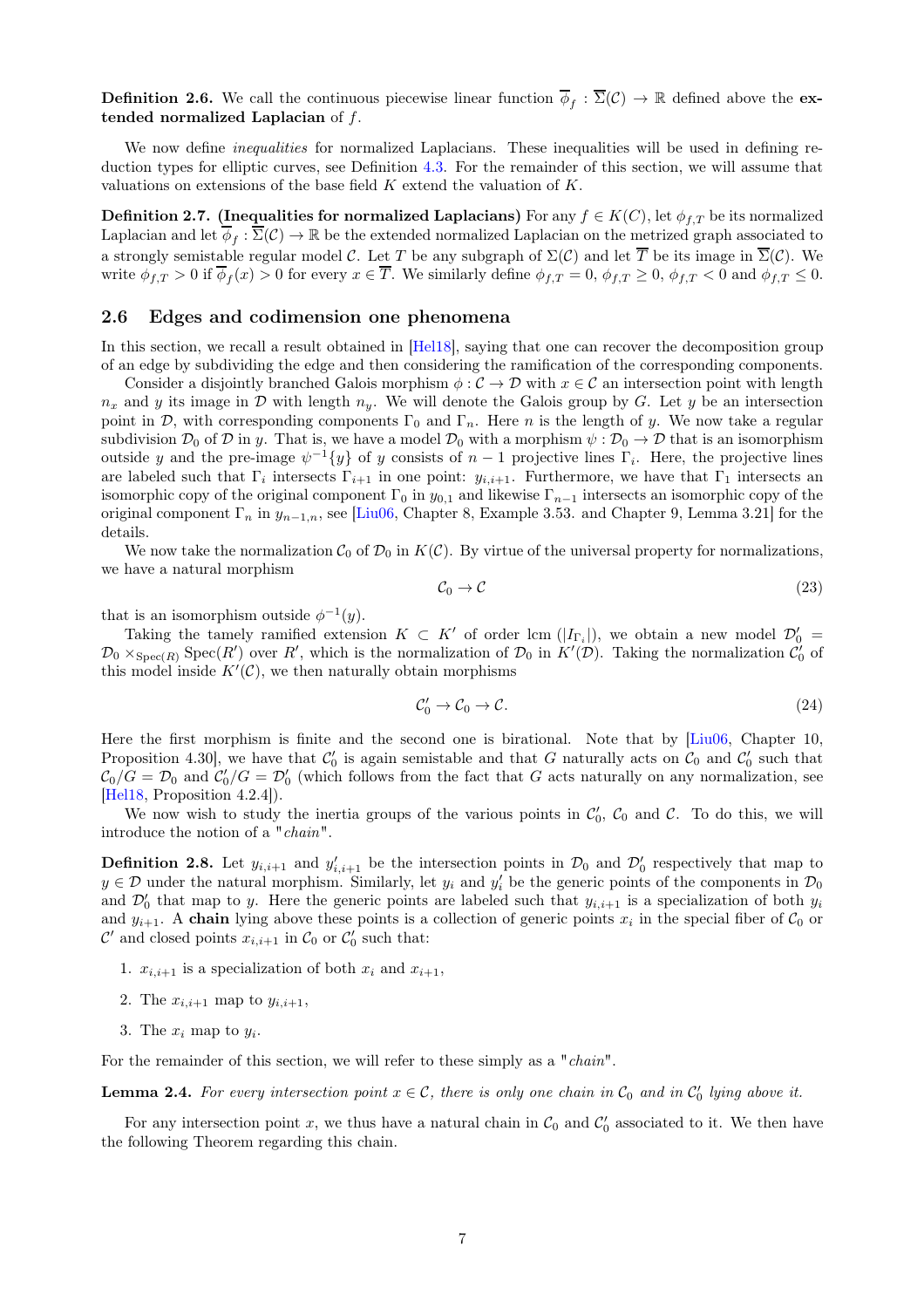**Definition 2.6.** We call the continuous piecewise linear function $\overline{\phi}_f : \overline{\Sigma}(\mathcal{C}) \to \mathbb{R}$ defined above the **extended normalized Laplacian** of $f$.

We now define *inequalities* for normalized Laplacians. These inequalities will be used in defining reduction types for elliptic curves, see Definition 4.3. For the remainder of this section, we will assume that valuations on extensions of the base field $K$ extend the valuation of $K$.

**Definition 2.7. (Inequalities for normalized Laplacians)** For any $f \in K(C)$, let $\phi_{f,T}$ be its normalized Laplacian and let $\overline{\phi}_f : \overline{\Sigma}(\mathcal{C}) \to \mathbb{R}$ be the extended normalized Laplacian on the metrized graph associated to a strongly semistable regular model $\mathcal{C}$. Let $T$ be any subgraph of $\Sigma(\mathcal{C})$ and let $\overline{T}$ be its image in $\overline{\Sigma}(\mathcal{C})$. We write $\phi_{f,T} > 0$ if $\overline{\phi}_f(x) > 0$ for every $x \in \overline{T}$. We similarly define $\phi_{f,T} = 0$, $\phi_{f,T} \geq 0$, $\phi_{f,T} < 0$ and $\phi_{f,T} \leq 0$.

## 2.6 Edges and codimension one phenomena

In this section, we recall a result obtained in [Hel18], saying that one can recover the decomposition group of an edge by subdividing the edge and then considering the ramification of the corresponding components.

Consider a disjointly branched Galois morphism $\phi : \mathcal{C} \to \mathcal{D}$ with $x \in \mathcal{C}$ an intersection point with length $n_x$ and $y$ its image in $\mathcal{D}$ with length $n_y$. We will denote the Galois group by $G$. Let $y$ be an intersection point in $\mathcal{D}$, with corresponding components $\Gamma_0$ and $\Gamma_n$. Here $n$ is the length of $y$. We now take a regular subdivision $\mathcal{D}_0$ of $\mathcal{D}$ in $y$. That is, we have a model $\mathcal{D}_0$ with a morphism $\psi : \mathcal{D}_0 \to \mathcal{D}$ that is an isomorphism outside $y$ and the pre-image $\psi^{-1}\{y\}$ of $y$ consists of $n-1$ projective lines $\Gamma_i$. Here, the projective lines are labeled such that $\Gamma_i$ intersects $\Gamma_{i+1}$ in one point: $y_{i,i+1}$. Furthermore, we have that $\Gamma_1$ intersects an isomorphic copy of the original component $\Gamma_0$ in $y_{0,1}$ and likewise $\Gamma_{n-1}$ intersects an isomorphic copy of the original component $\Gamma_n$ in $y_{n-1,n}$, see [Liu06, Chapter 8, Example 3.53. and Chapter 9, Lemma 3.21] for the details.

We now take the normalization $\mathcal{C}_0$ of $\mathcal{D}_0$ in $K(\mathcal{C})$. By virtue of the universal property for normalizations, we have a natural morphism

$$\mathcal{C}_0 \to \mathcal{C} \tag{23}$$

that is an isomorphism outside $\phi^{-1}(y)$.

Taking the tamely ramified extension $K \subset K'$ of order $\text{lcm}\,(|I_{\Gamma_i}|)$, we obtain a new model $\mathcal{D}'_0 = \mathcal{D}_0 \times_{\text{Spec}(R)} \text{Spec}(R')$ over $R'$, which is the normalization of $\mathcal{D}_0$ in $K'(\mathcal{D})$. Taking the normalization $\mathcal{C}'_0$ of this model inside $K'(\mathcal{C})$, we then naturally obtain morphisms

$$\mathcal{C}'_0 \to \mathcal{C}_0 \to \mathcal{C}. \tag{24}$$

Here the first morphism is finite and the second one is birational. Note that by [Liu06, Chapter 10, Proposition 4.30], we have that $\mathcal{C}'_0$ is again semistable and that $G$ naturally acts on $\mathcal{C}_0$ and $\mathcal{C}'_0$ such that $\mathcal{C}_0/G = \mathcal{D}_0$ and $\mathcal{C}'_0/G = \mathcal{D}'_0$ (which follows from the fact that $G$ acts naturally on any normalization, see [Hel18, Proposition 4.2.4]).

We now wish to study the inertia groups of the various points in $\mathcal{C}'_0$, $\mathcal{C}_0$ and $\mathcal{C}$. To do this, we will introduce the notion of a "*chain*".

**Definition 2.8.** Let $y_{i,i+1}$ and $y'_{i,i+1}$ be the intersection points in $\mathcal{D}_0$ and $\mathcal{D}'_0$ respectively that map to $y \in \mathcal{D}$ under the natural morphism. Similarly, let $y_i$ and $y'_i$ be the generic points of the components in $\mathcal{D}_0$ and $\mathcal{D}'_0$ that map to $y$. Here the generic points are labeled such that $y_{i,i+1}$ is a specialization of both $y_i$ and $y_{i+1}$. A **chain** lying above these points is a collection of generic points $x_i$ in the special fiber of $\mathcal{C}_0$ or $\mathcal{C}'$ and closed points $x_{i,i+1}$ in $\mathcal{C}_0$ or $\mathcal{C}'_0$ such that:

1. $x_{i,i+1}$ is a specialization of both $x_i$ and $x_{i+1}$,
2. The $x_{i,i+1}$ map to $y_{i,i+1}$,
3. The $x_i$ map to $y_i$.

For the remainder of this section, we will refer to these simply as a "*chain*".

**Lemma 2.4.** *For every intersection point $x \in \mathcal{C}$, there is only one chain in $\mathcal{C}_0$ and in $\mathcal{C}'_0$ lying above it.*

For any intersection point $x$, we thus have a natural chain in $\mathcal{C}_0$ and $\mathcal{C}'_0$ associated to it. We then have the following Theorem regarding this chain.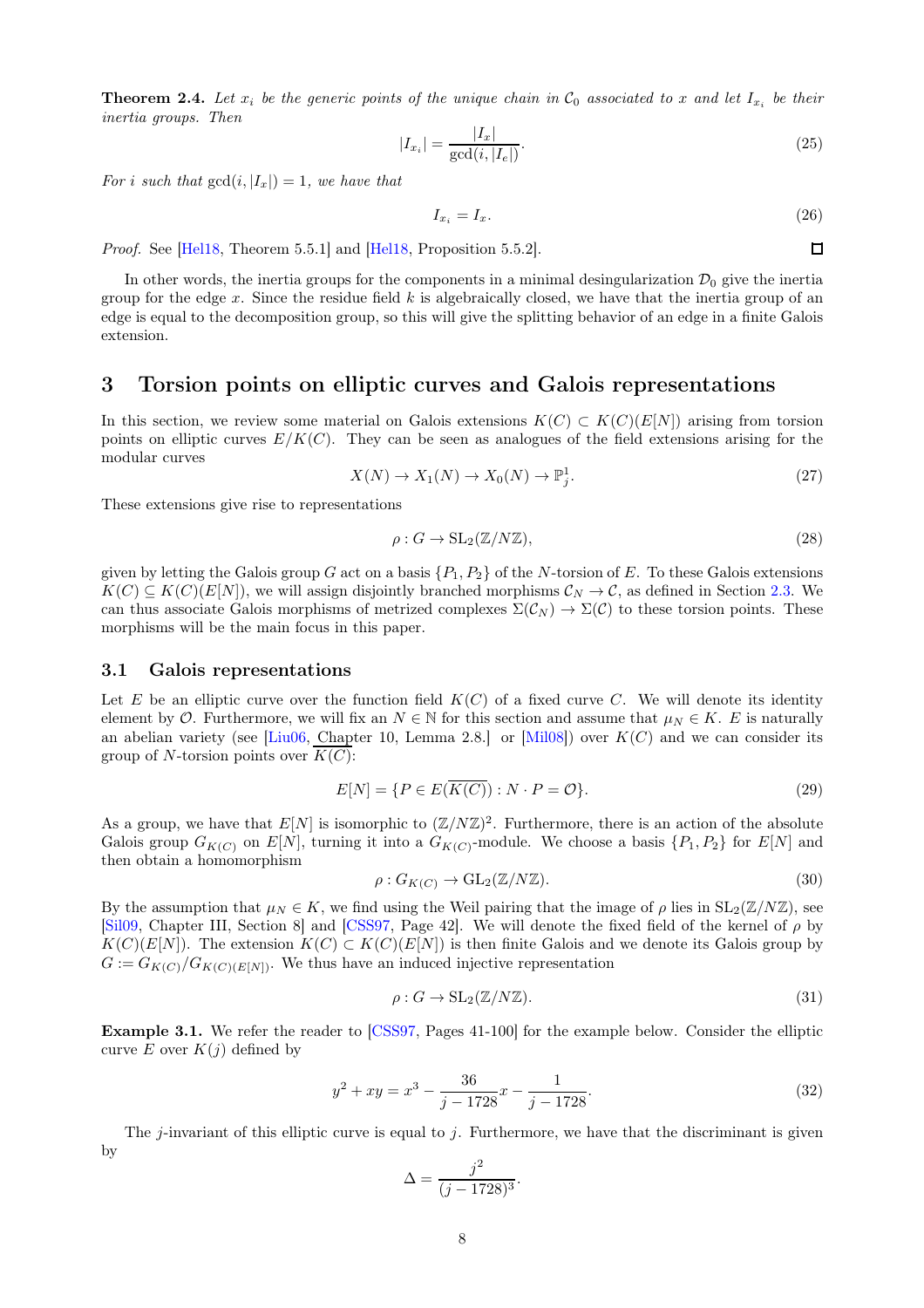**Theorem 2.4.** *Let $x_i$ be the generic points of the unique chain in $\mathcal{C}_0$ associated to $x$ and let $I_{x_i}$ be their inertia groups. Then*

$$|I_{x_i}| = \frac{|I_x|}{\gcd(i, |I_e|)}. \tag{25}$$

*For $i$ such that $\gcd(i, |I_x|) = 1$, we have that*

$$I_{x_i} = I_x. \tag{26}$$

*Proof.* See [Hel18, Theorem 5.5.1] and [Hel18, Proposition 5.5.2]. ◻

In other words, the inertia groups for the components in a minimal desingularization $\mathcal{D}_0$ give the inertia group for the edge $x$. Since the residue field $k$ is algebraically closed, we have that the inertia group of an edge is equal to the decomposition group, so this will give the splitting behavior of an edge in a finite Galois extension.

# 3 Torsion points on elliptic curves and Galois representations

In this section, we review some material on Galois extensions $K(C) \subset K(C)(E[N])$ arising from torsion points on elliptic curves $E/K(C)$. They can be seen as analogues of the field extensions arising for the modular curves

$$X(N) \to X_1(N) \to X_0(N) \to \mathbb{P}^1_j. \tag{27}$$

These extensions give rise to representations

$$\rho : G \to \mathrm{SL}_2(\mathbb{Z}/N\mathbb{Z}), \tag{28}$$

given by letting the Galois group $G$ act on a basis $\{P_1, P_2\}$ of the $N$-torsion of $E$. To these Galois extensions $K(C) \subseteq K(C)(E[N])$, we will assign disjointly branched morphisms $\mathcal{C}_N \to \mathcal{C}$, as defined in Section 2.3. We can thus associate Galois morphisms of metrized complexes $\Sigma(\mathcal{C}_N) \to \Sigma(\mathcal{C})$ to these torsion points. These morphisms will be the main focus in this paper.

## 3.1 Galois representations

Let $E$ be an elliptic curve over the function field $K(C)$ of a fixed curve $C$. We will denote its identity element by $\mathcal{O}$. Furthermore, we will fix an $N \in \mathbb{N}$ for this section and assume that $\mu_N \in K$. $E$ is naturally an abelian variety (see [Liu06, Chapter 10, Lemma 2.8.] or [Mil08]) over $K(C)$ and we can consider its group of $N$-torsion points over $\overline{K(C)}$:

$$E[N] = \{P \in E(\overline{K(C)}) : N \cdot P = \mathcal{O}\}. \tag{29}$$

As a group, we have that $E[N]$ is isomorphic to $(\mathbb{Z}/N\mathbb{Z})^2$. Furthermore, there is an action of the absolute Galois group $G_{K(C)}$ on $E[N]$, turning it into a $G_{K(C)}$-module. We choose a basis $\{P_1, P_2\}$ for $E[N]$ and then obtain a homomorphism

$$\rho : G_{K(C)} \to \mathrm{GL}_2(\mathbb{Z}/N\mathbb{Z}). \tag{30}$$

By the assumption that $\mu_N \in K$, we find using the Weil pairing that the image of $\rho$ lies in $\mathrm{SL}_2(\mathbb{Z}/N\mathbb{Z})$, see [Sil09, Chapter III, Section 8] and [CSS97, Page 42]. We will denote the fixed field of the kernel of $\rho$ by $K(C)(E[N])$. The extension $K(C) \subset K(C)(E[N])$ is then finite Galois and we denote its Galois group by $G := G_{K(C)}/G_{K(C)(E[N])}$. We thus have an induced injective representation

$$\rho : G \to \mathrm{SL}_2(\mathbb{Z}/N\mathbb{Z}). \tag{31}$$

**Example 3.1.** We refer the reader to [CSS97, Pages 41-100] for the example below. Consider the elliptic curve $E$ over $K(j)$ defined by

$$y^2 + xy = x^3 - \frac{36}{j - 1728}x - \frac{1}{j - 1728}. \tag{32}$$

The $j$-invariant of this elliptic curve is equal to $j$. Furthermore, we have that the discriminant is given by

$$\Delta = \frac{j^2}{(j - 1728)^3}.$$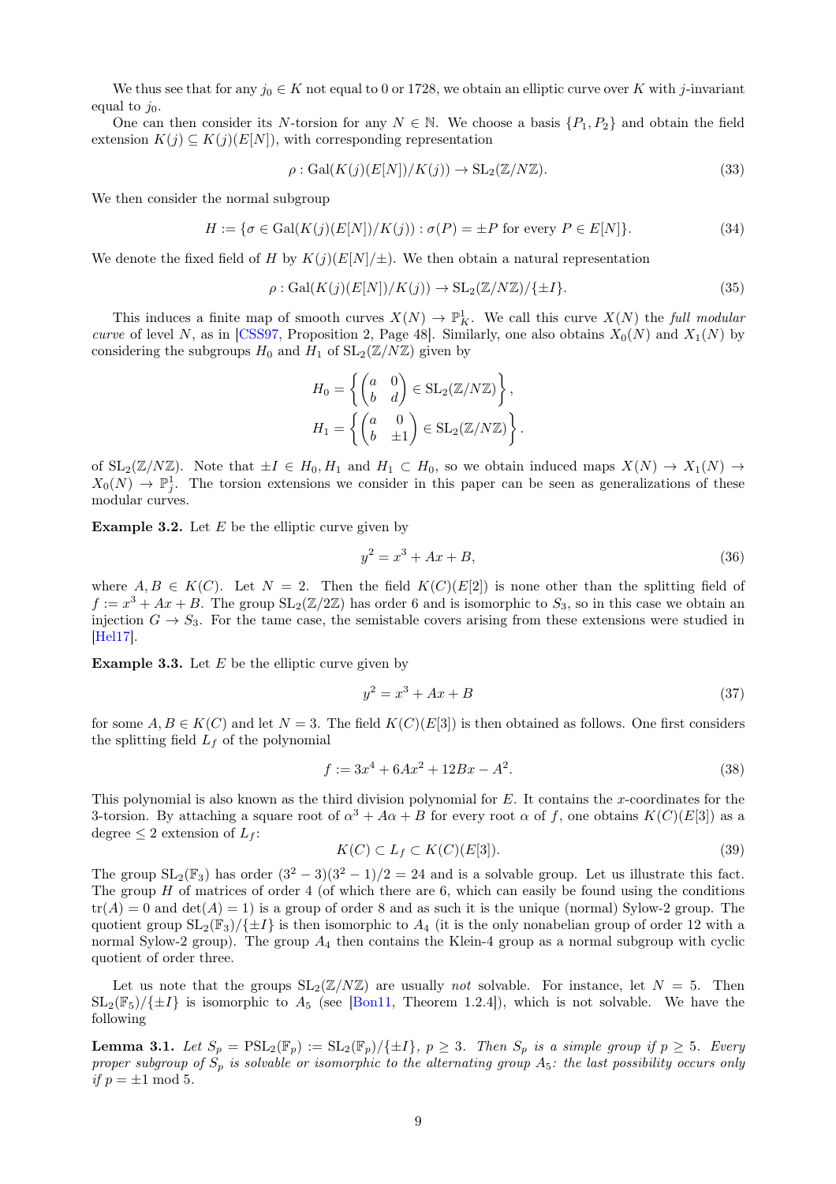We thus see that for any $j_0 \in K$ not equal to 0 or 1728, we obtain an elliptic curve over $K$ with $j$-invariant equal to $j_0$.

One can then consider its $N$-torsion for any $N \in \mathbb{N}$. We choose a basis $\{P_1, P_2\}$ and obtain the field extension $K(j) \subseteq K(j)(E[N])$, with corresponding representation

$$\rho : \mathrm{Gal}(K(j)(E[N])/K(j)) \to \mathrm{SL}_2(\mathbb{Z}/N\mathbb{Z}). \tag{33}$$

We then consider the normal subgroup

$$H := \{\sigma \in \mathrm{Gal}(K(j)(E[N])/K(j)) : \sigma(P) = \pm P \text{ for every } P \in E[N]\}. \tag{34}$$

We denote the fixed field of $H$ by $K(j)(E[N]/\pm)$. We then obtain a natural representation

$$\rho : \mathrm{Gal}(K(j)(E[N])/K(j)) \to \mathrm{SL}_2(\mathbb{Z}/N\mathbb{Z})/\{\pm I\}. \tag{35}$$

This induces a finite map of smooth curves $X(N) \to \mathbb{P}^1_K$. We call this curve $X(N)$ the *full modular curve* of level $N$, as in [CSS97, Proposition 2, Page 48]. Similarly, one also obtains $X_0(N)$ and $X_1(N)$ by considering the subgroups $H_0$ and $H_1$ of $\mathrm{SL}_2(\mathbb{Z}/N\mathbb{Z})$ given by

$$H_0 = \left\{ \begin{pmatrix} a & 0 \\ b & d \end{pmatrix} \in \mathrm{SL}_2(\mathbb{Z}/N\mathbb{Z}) \right\},$$
$$H_1 = \left\{ \begin{pmatrix} a & 0 \\ b & \pm 1 \end{pmatrix} \in \mathrm{SL}_2(\mathbb{Z}/N\mathbb{Z}) \right\}.$$

of $\mathrm{SL}_2(\mathbb{Z}/N\mathbb{Z})$. Note that $\pm I \in H_0, H_1$ and $H_1 \subset H_0$, so we obtain induced maps $X(N) \to X_1(N) \to X_0(N) \to \mathbb{P}^1_j$. The torsion extensions we consider in this paper can be seen as generalizations of these modular curves.

**Example 3.2.** Let $E$ be the elliptic curve given by

$$y^2 = x^3 + Ax + B, \tag{36}$$

where $A, B \in K(C)$. Let $N = 2$. Then the field $K(C)(E[2])$ is none other than the splitting field of $f := x^3 + Ax + B$. The group $\mathrm{SL}_2(\mathbb{Z}/2\mathbb{Z})$ has order 6 and is isomorphic to $S_3$, so in this case we obtain an injection $G \to S_3$. For the tame case, the semistable covers arising from these extensions were studied in [Hel17].

**Example 3.3.** Let $E$ be the elliptic curve given by

$$y^2 = x^3 + Ax + B \tag{37}$$

for some $A, B \in K(C)$ and let $N = 3$. The field $K(C)(E[3])$ is then obtained as follows. One first considers the splitting field $L_f$ of the polynomial

$$f := 3x^4 + 6Ax^2 + 12Bx - A^2. \tag{38}$$

This polynomial is also known as the third division polynomial for $E$. It contains the $x$-coordinates for the 3-torsion. By attaching a square root of $\alpha^3 + A\alpha + B$ for every root $\alpha$ of $f$, one obtains $K(C)(E[3])$ as a degree $\leq 2$ extension of $L_f$:

$$K(C) \subset L_f \subset K(C)(E[3]). \tag{39}$$

The group $\mathrm{SL}_2(\mathbb{F}_3)$ has order $(3^2 - 3)(3^2 - 1)/2 = 24$ and is a solvable group. Let us illustrate this fact. The group $H$ of matrices of order 4 (of which there are 6, which can easily be found using the conditions $\mathrm{tr}(A) = 0$ and $\det(A) = 1$) is a group of order 8 and as such it is the unique (normal) Sylow-2 group. The quotient group $\mathrm{SL}_2(\mathbb{F}_3)/\{\pm I\}$ is then isomorphic to $A_4$ (it is the only nonabelian group of order 12 with a normal Sylow-2 group). The group $A_4$ then contains the Klein-4 group as a normal subgroup with cyclic quotient of order three.

Let us note that the groups $\mathrm{SL}_2(\mathbb{Z}/N\mathbb{Z})$ are usually *not* solvable. For instance, let $N = 5$. Then $\mathrm{SL}_2(\mathbb{F}_5)/\{\pm I\}$ is isomorphic to $A_5$ (see [Bon11, Theorem 1.2.4]), which is not solvable. We have the following

**Lemma 3.1.** *Let $S_p = \mathrm{PSL}_2(\mathbb{F}_p) := \mathrm{SL}_2(\mathbb{F}_p)/\{\pm I\}$, $p \geq 3$. Then $S_p$ is a simple group if $p \geq 5$. Every proper subgroup of $S_p$ is solvable or isomorphic to the alternating group $A_5$: the last possibility occurs only if $p = \pm 1 \bmod 5$.*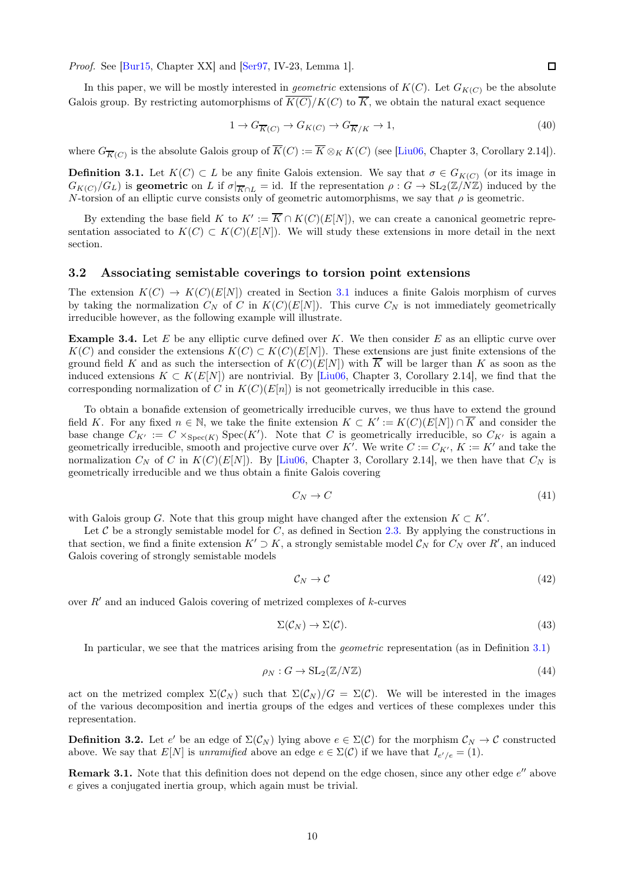*Proof.* See [Bur15, Chapter XX] and [Ser97, IV-23, Lemma 1]. □

In this paper, we will be mostly interested in *geometric* extensions of $K(C)$. Let $G_{K(C)}$ be the absolute Galois group. By restricting automorphisms of $\overline{K(C)}/K(C)$ to $\overline{K}$, we obtain the natural exact sequence

$$1 \to G_{\overline{K}(C)} \to G_{K(C)} \to G_{\overline{K}/K} \to 1, \tag{40}$$

where $G_{\overline{K}(C)}$ is the absolute Galois group of $\overline{K}(C) := \overline{K} \otimes_K K(C)$ (see [Liu06, Chapter 3, Corollary 2.14]).

**Definition 3.1.** Let $K(C) \subset L$ be any finite Galois extension. We say that $\sigma \in G_{K(C)}$ (or its image in $G_{K(C)}/G_L$) is **geometric** on $L$ if $\sigma|_{\overline{K}\cap L} = \mathrm{id}$. If the representation $\rho : G \to \mathrm{SL}_2(\mathbb{Z}/N\mathbb{Z})$ induced by the $N$-torsion of an elliptic curve consists only of geometric automorphisms, we say that $\rho$ is geometric.

By extending the base field $K$ to $K' := \overline{K} \cap K(C)(E[N])$, we can create a canonical geometric representation associated to $K(C) \subset K(C)(E[N])$. We will study these extensions in more detail in the next section.

## 3.2 Associating semistable coverings to torsion point extensions

The extension $K(C) \to K(C)(E[N])$ created in Section 3.1 induces a finite Galois morphism of curves by taking the normalization $C_N$ of $C$ in $K(C)(E[N])$. This curve $C_N$ is not immediately geometrically irreducible however, as the following example will illustrate.

**Example 3.4.** Let $E$ be any elliptic curve defined over $K$. We then consider $E$ as an elliptic curve over $K(C)$ and consider the extensions $K(C) \subset K(C)(E[N])$. These extensions are just finite extensions of the ground field $K$ and as such the intersection of $K(C)(E[N])$ with $\overline{K}$ will be larger than $K$ as soon as the induced extensions $K \subset K(E[N])$ are nontrivial. By [Liu06, Chapter 3, Corollary 2.14], we find that the corresponding normalization of $C$ in $K(C)(E[n])$ is not geometrically irreducible in this case.

To obtain a bonafide extension of geometrically irreducible curves, we thus have to extend the ground field $K$. For any fixed $n \in \mathbb{N}$, we take the finite extension $K \subset K' := K(C)(E[N]) \cap \overline{K}$ and consider the base change $C_{K'} := C \times_{\mathrm{Spec}(K)} \mathrm{Spec}(K')$. Note that $C$ is geometrically irreducible, so $C_{K'}$ is again a geometrically irreducible, smooth and projective curve over $K'$. We write $C := C_{K'}$, $K := K'$ and take the normalization $C_N$ of $C$ in $K(C)(E[N])$. By [Liu06, Chapter 3, Corollary 2.14], we then have that $C_N$ is geometrically irreducible and we thus obtain a finite Galois covering

$$C_N \to C \tag{41}$$

with Galois group $G$. Note that this group might have changed after the extension $K \subset K'$.

Let $\mathcal{C}$ be a strongly semistable model for $C$, as defined in Section 2.3. By applying the constructions in that section, we find a finite extension $K' \supset K$, a strongly semistable model $\mathcal{C}_N$ for $C_N$ over $R'$, an induced Galois covering of strongly semistable models

$$\mathcal{C}_N \to \mathcal{C} \tag{42}$$

over $R'$ and an induced Galois covering of metrized complexes of $k$-curves

$$\Sigma(\mathcal{C}_N) \to \Sigma(\mathcal{C}). \tag{43}$$

In particular, we see that the matrices arising from the *geometric* representation (as in Definition 3.1)

$$\rho_N : G \to \mathrm{SL}_2(\mathbb{Z}/N\mathbb{Z}) \tag{44}$$

act on the metrized complex $\Sigma(\mathcal{C}_N)$ such that $\Sigma(\mathcal{C}_N)/G = \Sigma(\mathcal{C})$. We will be interested in the images of the various decomposition and inertia groups of the edges and vertices of these complexes under this representation.

**Definition 3.2.** Let $e'$ be an edge of $\Sigma(\mathcal{C}_N)$ lying above $e \in \Sigma(\mathcal{C})$ for the morphism $\mathcal{C}_N \to \mathcal{C}$ constructed above. We say that $E[N]$ is *unramified* above an edge $e \in \Sigma(\mathcal{C})$ if we have that $I_{e'/e} = (1)$.

**Remark 3.1.** Note that this definition does not depend on the edge chosen, since any other edge $e''$ above $e$ gives a conjugated inertia group, which again must be trivial.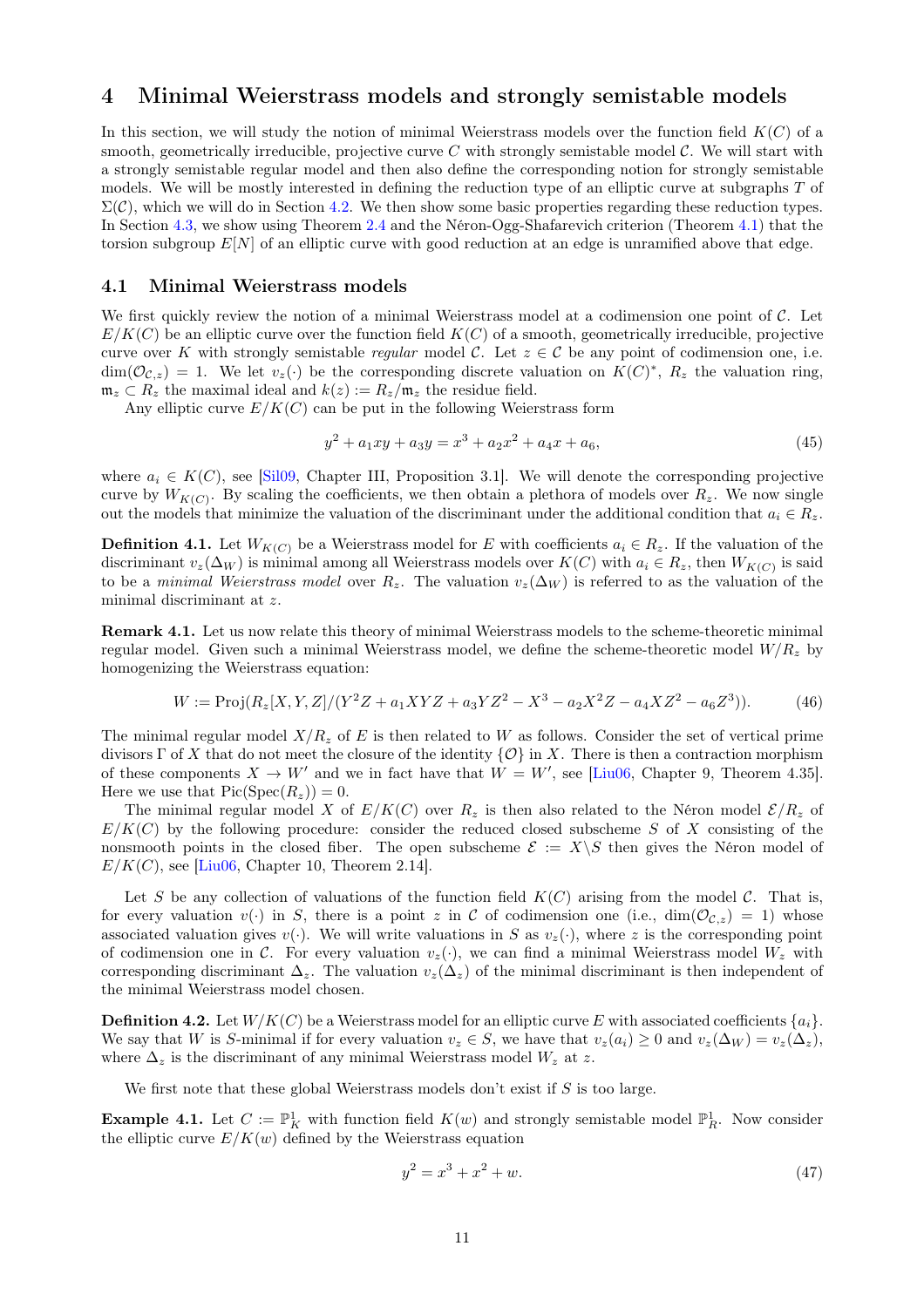# 4 Minimal Weierstrass models and strongly semistable models

In this section, we will study the notion of minimal Weierstrass models over the function field $K(C)$ of a smooth, geometrically irreducible, projective curve $C$ with strongly semistable model $\mathcal{C}$. We will start with a strongly semistable regular model and then also define the corresponding notion for strongly semistable models. We will be mostly interested in defining the reduction type of an elliptic curve at subgraphs $T$ of $\Sigma(\mathcal{C})$, which we will do in Section 4.2. We then show some basic properties regarding these reduction types. In Section 4.3, we show using Theorem 2.4 and the Néron-Ogg-Shafarevich criterion (Theorem 4.1) that the torsion subgroup $E[N]$ of an elliptic curve with good reduction at an edge is unramified above that edge.

## 4.1 Minimal Weierstrass models

We first quickly review the notion of a minimal Weierstrass model at a codimension one point of $\mathcal{C}$. Let $E/K(C)$ be an elliptic curve over the function field $K(C)$ of a smooth, geometrically irreducible, projective curve over $K$ with strongly semistable *regular* model $\mathcal{C}$. Let $z \in \mathcal{C}$ be any point of codimension one, i.e. $\dim(\mathcal{O}_{\mathcal{C},z}) = 1$. We let $v_z(\cdot)$ be the corresponding discrete valuation on $K(C)^*$, $R_z$ the valuation ring, $\mathfrak{m}_z \subset R_z$ the maximal ideal and $k(z) := R_z/\mathfrak{m}_z$ the residue field.

Any elliptic curve $E/K(C)$ can be put in the following Weierstrass form

$$y^2 + a_1xy + a_3y = x^3 + a_2x^2 + a_4x + a_6, \tag{45}$$

where $a_i \in K(C)$, see [Sil09, Chapter III, Proposition 3.1]. We will denote the corresponding projective curve by $W_{K(C)}$. By scaling the coefficients, we then obtain a plethora of models over $R_z$. We now single out the models that minimize the valuation of the discriminant under the additional condition that $a_i \in R_z$.

**Definition 4.1.** Let $W_{K(C)}$ be a Weierstrass model for $E$ with coefficients $a_i \in R_z$. If the valuation of the discriminant $v_z(\Delta_W)$ is minimal among all Weierstrass models over $K(C)$ with $a_i \in R_z$, then $W_{K(C)}$ is said to be a *minimal Weierstrass model* over $R_z$. The valuation $v_z(\Delta_W)$ is referred to as the valuation of the minimal discriminant at $z$.

**Remark 4.1.** Let us now relate this theory of minimal Weierstrass models to the scheme-theoretic minimal regular model. Given such a minimal Weierstrass model, we define the scheme-theoretic model $W/R_z$ by homogenizing the Weierstrass equation:

$$W := \mathrm{Proj}(R_z[X,Y,Z]/(Y^2Z + a_1XYZ + a_3YZ^2 - X^3 - a_2X^2Z - a_4XZ^2 - a_6Z^3)). \tag{46}$$

The minimal regular model $X/R_z$ of $E$ is then related to $W$ as follows. Consider the set of vertical prime divisors $\Gamma$ of $X$ that do not meet the closure of the identity $\{\mathcal{O}\}$ in $X$. There is then a contraction morphism of these components $X \to W'$ and we in fact have that $W = W'$, see [Liu06, Chapter 9, Theorem 4.35]. Here we use that $\mathrm{Pic}(\mathrm{Spec}(R_z)) = 0$.

The minimal regular model $X$ of $E/K(C)$ over $R_z$ is then also related to the Néron model $\mathcal{E}/R_z$ of $E/K(C)$ by the following procedure: consider the reduced closed subscheme $S$ of $X$ consisting of the nonsmooth points in the closed fiber. The open subscheme $\mathcal{E} := X \backslash S$ then gives the Néron model of $E/K(C)$, see [Liu06, Chapter 10, Theorem 2.14].

Let $S$ be any collection of valuations of the function field $K(C)$ arising from the model $\mathcal{C}$. That is, for every valuation $v(\cdot)$ in $S$, there is a point $z$ in $\mathcal{C}$ of codimension one (i.e., $\dim(\mathcal{O}_{\mathcal{C},z}) = 1$) whose associated valuation gives $v(\cdot)$. We will write valuations in $S$ as $v_z(\cdot)$, where $z$ is the corresponding point of codimension one in $\mathcal{C}$. For every valuation $v_z(\cdot)$, we can find a minimal Weierstrass model $W_z$ with corresponding discriminant $\Delta_z$. The valuation $v_z(\Delta_z)$ of the minimal discriminant is then independent of the minimal Weierstrass model chosen.

**Definition 4.2.** Let $W/K(C)$ be a Weierstrass model for an elliptic curve $E$ with associated coefficients $\{a_i\}$. We say that $W$ is $S$-minimal if for every valuation $v_z \in S$, we have that $v_z(a_i) \geq 0$ and $v_z(\Delta_W) = v_z(\Delta_z)$, where $\Delta_z$ is the discriminant of any minimal Weierstrass model $W_z$ at $z$.

We first note that these global Weierstrass models don't exist if $S$ is too large.

**Example 4.1.** Let $C := \mathbb{P}^1_K$ with function field $K(w)$ and strongly semistable model $\mathbb{P}^1_R$. Now consider the elliptic curve $E/K(w)$ defined by the Weierstrass equation

$$y^2 = x^3 + x^2 + w. \tag{47}$$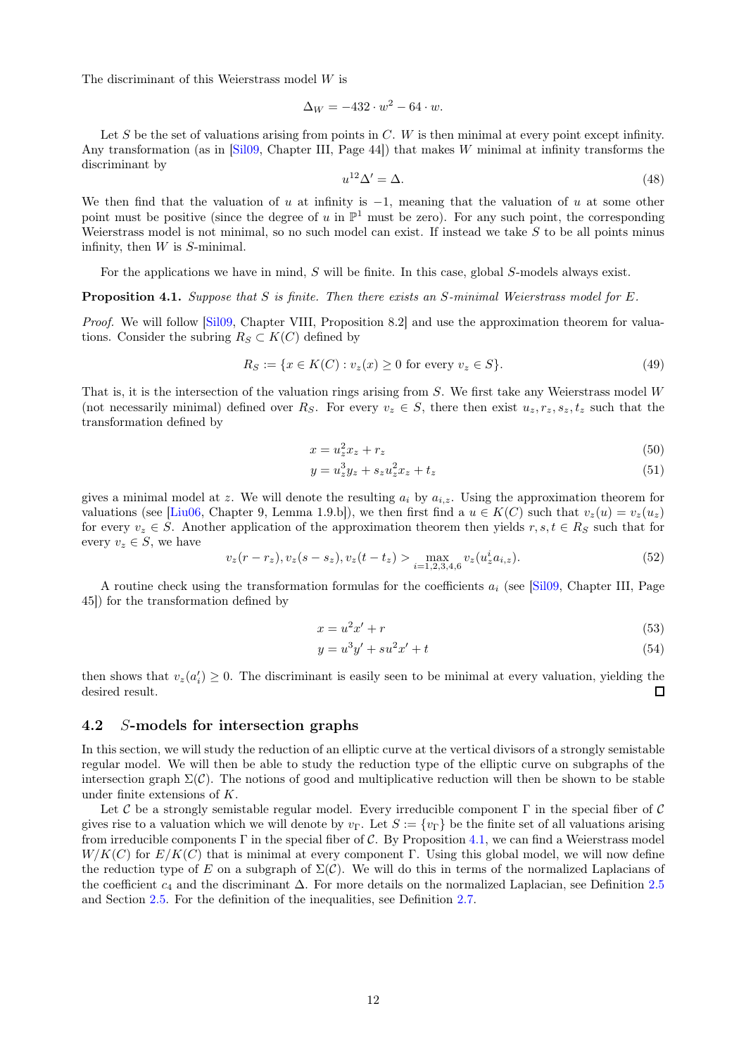The discriminant of this Weierstrass model $W$ is

$$\Delta_W = -432 \cdot w^2 - 64 \cdot w.$$

Let $S$ be the set of valuations arising from points in $C$. $W$ is then minimal at every point except infinity. Any transformation (as in [Sil09, Chapter III, Page 44]) that makes $W$ minimal at infinity transforms the discriminant by

$$u^{12}\Delta' = \Delta. \tag{48}$$

We then find that the valuation of $u$ at infinity is $-1$, meaning that the valuation of $u$ at some other point must be positive (since the degree of $u$ in $\mathbb{P}^1$ must be zero). For any such point, the corresponding Weierstrass model is not minimal, so no such model can exist. If instead we take $S$ to be all points minus infinity, then $W$ is $S$-minimal.

For the applications we have in mind, $S$ will be finite. In this case, global $S$-models always exist.

**Proposition 4.1.** *Suppose that $S$ is finite. Then there exists an $S$-minimal Weierstrass model for $E$.*

*Proof.* We will follow [Sil09, Chapter VIII, Proposition 8.2] and use the approximation theorem for valuations. Consider the subring $R_S \subset K(C)$ defined by

$$R_S := \{x \in K(C) : v_z(x) \geq 0 \text{ for every } v_z \in S\}. \tag{49}$$

That is, it is the intersection of the valuation rings arising from $S$. We first take any Weierstrass model $W$ (not necessarily minimal) defined over $R_S$. For every $v_z \in S$, there then exist $u_z, r_z, s_z, t_z$ such that the transformation defined by

$$x = u_z^2 x_z + r_z \tag{50}$$

$$y = u_z^3 y_z + s_z u_z^2 x_z + t_z \tag{51}$$

gives a minimal model at $z$. We will denote the resulting $a_i$ by $a_{i,z}$. Using the approximation theorem for valuations (see [Liu06, Chapter 9, Lemma 1.9.b]), we then first find a $u \in K(C)$ such that $v_z(u) = v_z(u_z)$ for every $v_z \in S$. Another application of the approximation theorem then yields $r, s, t \in R_S$ such that for every $v_z \in S$, we have

$$v_z(r - r_z), v_z(s - s_z), v_z(t - t_z) > \max_{i=1,2,3,4,6} v_z(u_z^i a_{i,z}). \tag{52}$$

A routine check using the transformation formulas for the coefficients $a_i$ (see [Sil09, Chapter III, Page 45]) for the transformation defined by

$$x = u^2 x' + r \tag{53}$$

$$y = u^3 y' + s u^2 x' + t \tag{54}$$

then shows that $v_z(a_i') \geq 0$. The discriminant is easily seen to be minimal at every valuation, yielding the desired result. ◻

## 4.2 $S$-models for intersection graphs

In this section, we will study the reduction of an elliptic curve at the vertical divisors of a strongly semistable regular model. We will then be able to study the reduction type of the elliptic curve on subgraphs of the intersection graph $\Sigma(\mathcal{C})$. The notions of good and multiplicative reduction will then be shown to be stable under finite extensions of $K$.

Let $\mathcal{C}$ be a strongly semistable regular model. Every irreducible component $\Gamma$ in the special fiber of $\mathcal{C}$ gives rise to a valuation which we will denote by $v_\Gamma$. Let $S := \{v_\Gamma\}$ be the finite set of all valuations arising from irreducible components $\Gamma$ in the special fiber of $\mathcal{C}$. By Proposition 4.1, we can find a Weierstrass model $W/K(C)$ for $E/K(C)$ that is minimal at every component $\Gamma$. Using this global model, we will now define the reduction type of $E$ on a subgraph of $\Sigma(\mathcal{C})$. We will do this in terms of the normalized Laplacians of the coefficient $c_4$ and the discriminant $\Delta$. For more details on the normalized Laplacian, see Definition 2.5 and Section 2.5. For the definition of the inequalities, see Definition 2.7.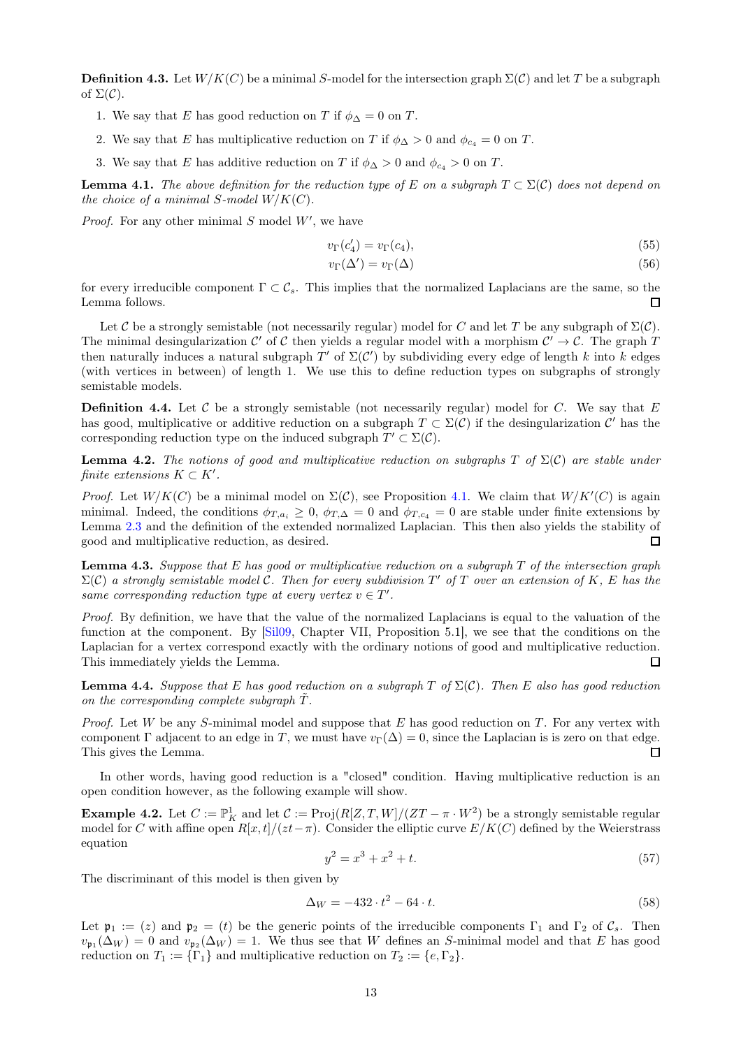**Definition 4.3.** Let $W/K(C)$ be a minimal $S$-model for the intersection graph $\Sigma(\mathcal{C})$ and let $T$ be a subgraph of $\Sigma(\mathcal{C})$.

1. We say that $E$ has good reduction on $T$ if $\phi_{\Delta} = 0$ on $T$.
2. We say that $E$ has multiplicative reduction on $T$ if $\phi_{\Delta} > 0$ and $\phi_{c_4} = 0$ on $T$.
3. We say that $E$ has additive reduction on $T$ if $\phi_{\Delta} > 0$ and $\phi_{c_4} > 0$ on $T$.

**Lemma 4.1.** *The above definition for the reduction type of $E$ on a subgraph $T \subset \Sigma(\mathcal{C})$ does not depend on the choice of a minimal $S$-model $W/K(C)$.*

*Proof.* For any other minimal $S$ model $W'$, we have

$$v_{\Gamma}(c_4') = v_{\Gamma}(c_4), \tag{55}$$

$$v_{\Gamma}(\Delta') = v_{\Gamma}(\Delta) \tag{56}$$

for every irreducible component $\Gamma \subset \mathcal{C}_s$. This implies that the normalized Laplacians are the same, so the Lemma follows. ∎

Let $\mathcal{C}$ be a strongly semistable (not necessarily regular) model for $C$ and let $T$ be any subgraph of $\Sigma(\mathcal{C})$. The minimal desingularization $\mathcal{C}'$ of $\mathcal{C}$ then yields a regular model with a morphism $\mathcal{C}' \to \mathcal{C}$. The graph $T$ then naturally induces a natural subgraph $T'$ of $\Sigma(\mathcal{C}')$ by subdividing every edge of length $k$ into $k$ edges (with vertices in between) of length 1. We use this to define reduction types on subgraphs of strongly semistable models.

**Definition 4.4.** Let $\mathcal{C}$ be a strongly semistable (not necessarily regular) model for $C$. We say that $E$ has good, multiplicative or additive reduction on a subgraph $T \subset \Sigma(\mathcal{C})$ if the desingularization $\mathcal{C}'$ has the corresponding reduction type on the induced subgraph $T' \subset \Sigma(\mathcal{C})$.

**Lemma 4.2.** *The notions of good and multiplicative reduction on subgraphs $T$ of $\Sigma(\mathcal{C})$ are stable under finite extensions $K \subset K'$.*

*Proof.* Let $W/K(C)$ be a minimal model on $\Sigma(\mathcal{C})$, see Proposition 4.1. We claim that $W/K'(C)$ is again minimal. Indeed, the conditions $\phi_{T,a_i} \geq 0$, $\phi_{T,\Delta} = 0$ and $\phi_{T,c_4} = 0$ are stable under finite extensions by Lemma 2.3 and the definition of the extended normalized Laplacian. This then also yields the stability of good and multiplicative reduction, as desired. ∎

**Lemma 4.3.** *Suppose that $E$ has good or multiplicative reduction on a subgraph $T$ of the intersection graph $\Sigma(\mathcal{C})$ a strongly semistable model $\mathcal{C}$. Then for every subdivision $T'$ of $T$ over an extension of $K$, $E$ has the same corresponding reduction type at every vertex $v \in T'$.*

*Proof.* By definition, we have that the value of the normalized Laplacians is equal to the valuation of the function at the component. By [Sil09, Chapter VII, Proposition 5.1], we see that the conditions on the Laplacian for a vertex correspond exactly with the ordinary notions of good and multiplicative reduction. This immediately yields the Lemma. ∎

**Lemma 4.4.** *Suppose that $E$ has good reduction on a subgraph $T$ of $\Sigma(\mathcal{C})$. Then $E$ also has good reduction on the corresponding complete subgraph $\tilde{T}$.*

*Proof.* Let $W$ be any $S$-minimal model and suppose that $E$ has good reduction on $T$. For any vertex with component $\Gamma$ adjacent to an edge in $T$, we must have $v_{\Gamma}(\Delta) = 0$, since the Laplacian is is zero on that edge. This gives the Lemma. ∎

In other words, having good reduction is a "closed" condition. Having multiplicative reduction is an open condition however, as the following example will show.

**Example 4.2.** Let $C := \mathbb{P}^1_K$ and let $\mathcal{C} := \text{Proj}(R[Z,T,W]/(ZT - \pi \cdot W^2)$ be a strongly semistable regular model for $C$ with affine open $R[x,t]/(zt - \pi)$. Consider the elliptic curve $E/K(C)$ defined by the Weierstrass equation

$$y^2 = x^3 + x^2 + t. \tag{57}$$

The discriminant of this model is then given by

$$\Delta_W = -432 \cdot t^2 - 64 \cdot t. \tag{58}$$

Let $\mathfrak{p}_1 := (z)$ and $\mathfrak{p}_2 = (t)$ be the generic points of the irreducible components $\Gamma_1$ and $\Gamma_2$ of $\mathcal{C}_s$. Then $v_{\mathfrak{p}_1}(\Delta_W) = 0$ and $v_{\mathfrak{p}_2}(\Delta_W) = 1$. We thus see that $W$ defines an $S$-minimal model and that $E$ has good reduction on $T_1 := \{\Gamma_1\}$ and multiplicative reduction on $T_2 := \{e, \Gamma_2\}$.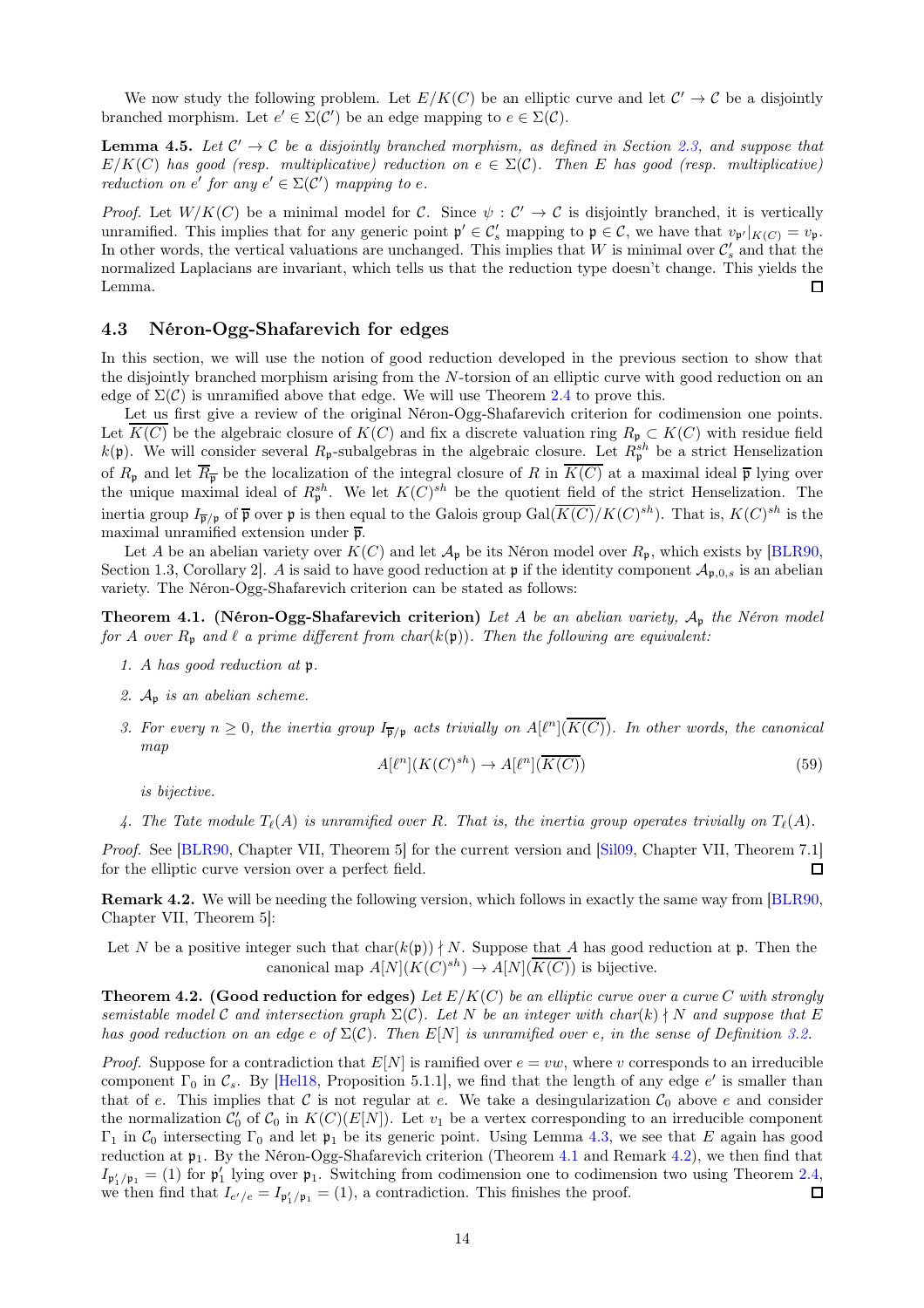We now study the following problem. Let $E/K(C)$ be an elliptic curve and let $\mathcal{C}' \to \mathcal{C}$ be a disjointly branched morphism. Let $e' \in \Sigma(\mathcal{C}')$ be an edge mapping to $e \in \Sigma(\mathcal{C})$.

**Lemma 4.5.** *Let $\mathcal{C}' \to \mathcal{C}$ be a disjointly branched morphism, as defined in Section 2.3, and suppose that $E/K(C)$ has good (resp. multiplicative) reduction on $e \in \Sigma(\mathcal{C})$. Then $E$ has good (resp. multiplicative) reduction on $e'$ for any $e' \in \Sigma(\mathcal{C}')$ mapping to $e$.*

*Proof.* Let $W/K(C)$ be a minimal model for $\mathcal{C}$. Since $\psi : \mathcal{C}' \to \mathcal{C}$ is disjointly branched, it is vertically unramified. This implies that for any generic point $\mathfrak{p}' \in \mathcal{C}'_s$ mapping to $\mathfrak{p} \in \mathcal{C}$, we have that $v_{\mathfrak{p}'}|_{K(C)} = v_{\mathfrak{p}}$. In other words, the vertical valuations are unchanged. This implies that $W$ is minimal over $\mathcal{C}'_s$ and that the normalized Laplacians are invariant, which tells us that the reduction type doesn't change. This yields the Lemma. ∎

## 4.3 Néron-Ogg-Shafarevich for edges

In this section, we will use the notion of good reduction developed in the previous section to show that the disjointly branched morphism arising from the $N$-torsion of an elliptic curve with good reduction on an edge of $\Sigma(\mathcal{C})$ is unramified above that edge. We will use Theorem 2.4 to prove this.

Let us first give a review of the original Néron-Ogg-Shafarevich criterion for codimension one points. Let $\overline{K(C)}$ be the algebraic closure of $K(C)$ and fix a discrete valuation ring $R_{\mathfrak{p}} \subset K(C)$ with residue field $k(\mathfrak{p})$. We will consider several $R_{\mathfrak{p}}$-subalgebras in the algebraic closure. Let $R_{\mathfrak{p}}^{sh}$ be a strict Henselization of $R_{\mathfrak{p}}$ and let $\overline{R}_{\overline{\mathfrak{p}}}$ be the localization of the integral closure of $R$ in $\overline{K(C)}$ at a maximal ideal $\overline{\mathfrak{p}}$ lying over the unique maximal ideal of $R_{\mathfrak{p}}^{sh}$. We let $K(C)^{sh}$ be the quotient field of the strict Henselization. The inertia group $I_{\overline{\mathfrak{p}}/\mathfrak{p}}$ of $\overline{\mathfrak{p}}$ over $\mathfrak{p}$ is then equal to the Galois group $\mathrm{Gal}(\overline{K(C)}/K(C)^{sh})$. That is, $K(C)^{sh}$ is the maximal unramified extension under $\overline{\mathfrak{p}}$.

Let $A$ be an abelian variety over $K(C)$ and let $\mathcal{A}_{\mathfrak{p}}$ be its Néron model over $R_{\mathfrak{p}}$, which exists by [BLR90, Section 1.3, Corollary 2]. $A$ is said to have good reduction at $\mathfrak{p}$ if the identity component $\mathcal{A}_{\mathfrak{p},0,s}$ is an abelian variety. The Néron-Ogg-Shafarevich criterion can be stated as follows:

**Theorem 4.1. (Néron-Ogg-Shafarevich criterion)** *Let $A$ be an abelian variety, $\mathcal{A}_{\mathfrak{p}}$ the Néron model for $A$ over $R_{\mathfrak{p}}$ and $\ell$ a prime different from $char(k(\mathfrak{p}))$. Then the following are equivalent:*

1. *$A$ has good reduction at $\mathfrak{p}$.*
2. *$\mathcal{A}_{\mathfrak{p}}$ is an abelian scheme.*
3. *For every $n \geq 0$, the inertia group $I_{\overline{\mathfrak{p}}/\mathfrak{p}}$ acts trivially on $A[\ell^n](\overline{K(C)})$. In other words, the canonical map*
$$A[\ell^n](K(C)^{sh}) \to A[\ell^n](\overline{K(C)}) \tag{59}$$
*is bijective.*
4. *The Tate module $T_\ell(A)$ is unramified over $R$. That is, the inertia group operates trivially on $T_\ell(A)$.*

*Proof.* See [BLR90, Chapter VII, Theorem 5] for the current version and [Sil09, Chapter VII, Theorem 7.1] for the elliptic curve version over a perfect field. ∎

**Remark 4.2.** We will be needing the following version, which follows in exactly the same way from [BLR90, Chapter VII, Theorem 5]:

Let $N$ be a positive integer such that $\mathrm{char}(k(\mathfrak{p})) \nmid N$. Suppose that $A$ has good reduction at $\mathfrak{p}$. Then the canonical map $A[N](K(C)^{sh}) \to A[N](\overline{K(C)})$ is bijective.

**Theorem 4.2. (Good reduction for edges)** *Let $E/K(C)$ be an elliptic curve over a curve $C$ with strongly semistable model $\mathcal{C}$ and intersection graph $\Sigma(\mathcal{C})$. Let $N$ be an integer with $char(k) \nmid N$ and suppose that $E$ has good reduction on an edge $e$ of $\Sigma(\mathcal{C})$. Then $E[N]$ is unramified over $e$, in the sense of Definition 3.2.*

*Proof.* Suppose for a contradiction that $E[N]$ is ramified over $e = vw$, where $v$ corresponds to an irreducible component $\Gamma_0$ in $\mathcal{C}_s$. By [Hel18, Proposition 5.1.1], we find that the length of any edge $e'$ is smaller than that of $e$. This implies that $\mathcal{C}$ is not regular at $e$. We take a desingularization $\mathcal{C}_0$ above $e$ and consider the normalization $\mathcal{C}'_0$ of $\mathcal{C}_0$ in $K(C)(E[N])$. Let $v_1$ be a vertex corresponding to an irreducible component $\Gamma_1$ in $\mathcal{C}_0$ intersecting $\Gamma_0$ and let $\mathfrak{p}_1$ be its generic point. Using Lemma 4.3, we see that $E$ again has good reduction at $\mathfrak{p}_1$. By the Néron-Ogg-Shafarevich criterion (Theorem 4.1 and Remark 4.2), we then find that $I_{\mathfrak{p}'_1/\mathfrak{p}_1} = (1)$ for $\mathfrak{p}'_1$ lying over $\mathfrak{p}_1$. Switching from codimension one to codimension two using Theorem 2.4, we then find that $I_{e'/e} = I_{\mathfrak{p}'_1/\mathfrak{p}_1} = (1)$, a contradiction. This finishes the proof. ∎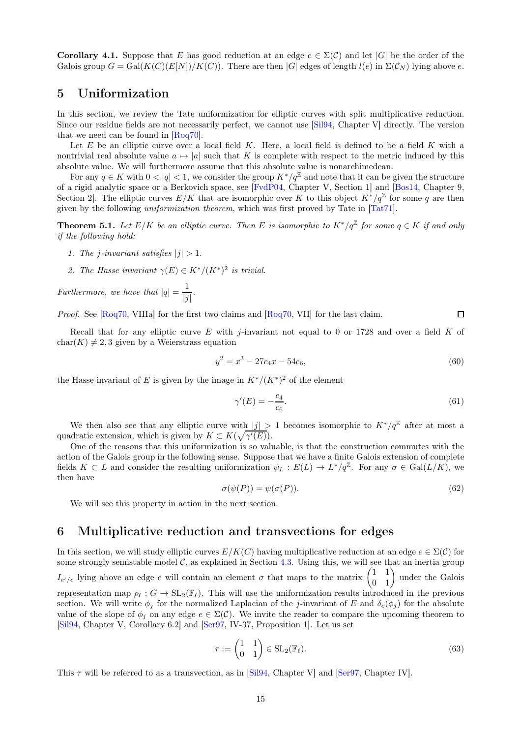**Corollary 4.1.** Suppose that $E$ has good reduction at an edge $e \in \Sigma(\mathcal{C})$ and let $|G|$ be the order of the Galois group $G = \mathrm{Gal}(K(C)(E[N])/K(C))$. There are then $|G|$ edges of length $l(e)$ in $\Sigma(\mathcal{C}_N)$ lying above $e$.

# 5 Uniformization

In this section, we review the Tate uniformization for elliptic curves with split multiplicative reduction. Since our residue fields are not necessarily perfect, we cannot use [Sil94, Chapter V] directly. The version that we need can be found in [Roq70].

Let $E$ be an elliptic curve over a local field $K$. Here, a local field is defined to be a field $K$ with a nontrivial real absolute value $a \mapsto |a|$ such that $K$ is complete with respect to the metric induced by this absolute value. We will furthermore assume that this absolute value is nonarchimedean.

For any $q \in K$ with $0 < |q| < 1$, we consider the group $K^*/q^{\mathbb{Z}}$ and note that it can be given the structure of a rigid analytic space or a Berkovich space, see [FvdP04, Chapter V, Section 1] and [Bos14, Chapter 9, Section 2]. The elliptic curves $E/K$ that are isomorphic over $K$ to this object $K^*/q^{\mathbb{Z}}$ for some $q$ are then given by the following *uniformization theorem*, which was first proved by Tate in [Tat71].

**Theorem 5.1.** *Let $E/K$ be an elliptic curve. Then $E$ is isomorphic to $K^*/q^{\mathbb{Z}}$ for some $q \in K$ if and only if the following hold:*

1. *The $j$-invariant satisfies $|j| > 1$.*
2. *The Hasse invariant $\gamma(E) \in K^*/(K^*)^2$ is trivial.*

*Furthermore, we have that $|q| = \dfrac{1}{|j|}$.*

*Proof.* See [Roq70, VIIIa] for the first two claims and [Roq70, VII] for the last claim. $\square$

Recall that for any elliptic curve $E$ with $j$-invariant not equal to 0 or 1728 and over a field $K$ of $\mathrm{char}(K) \neq 2, 3$ given by a Weierstrass equation

$$y^2 = x^3 - 27c_4x - 54c_6, \tag{60}$$

the Hasse invariant of $E$ is given by the image in $K^*/(K^*)^2$ of the element

$$\gamma'(E) = -\frac{c_4}{c_6}. \tag{61}$$

We then also see that any elliptic curve with $|j| > 1$ becomes isomorphic to $K^*/q^{\mathbb{Z}}$ after at most a quadratic extension, which is given by $K \subset K(\sqrt{\gamma'(E)})$.

One of the reasons that this uniformization is so valuable, is that the construction commutes with the action of the Galois group in the following sense. Suppose that we have a finite Galois extension of complete fields $K \subset L$ and consider the resulting uniformization $\psi_L : E(L) \to L^*/q^{\mathbb{Z}}$. For any $\sigma \in \mathrm{Gal}(L/K)$, we then have

$$\sigma(\psi(P)) = \psi(\sigma(P)). \tag{62}$$

We will see this property in action in the next section.

# 6 Multiplicative reduction and transvections for edges

In this section, we will study elliptic curves $E/K(C)$ having multiplicative reduction at an edge $e \in \Sigma(\mathcal{C})$ for some strongly semistable model $\mathcal{C}$, as explained in Section 4.3. Using this, we will see that an inertia group $I_{e'/e}$ lying above an edge $e$ will contain an element $\sigma$ that maps to the matrix $\begin{pmatrix} 1 & 1 \\ 0 & 1 \end{pmatrix}$ under the Galois representation map $\rho_\ell : G \to \mathrm{SL}_2(\mathbb{F}_\ell)$. This will use the uniformization results introduced in the previous section. We will write $\phi_j$ for the normalized Laplacian of the $j$-invariant of $E$ and $\delta_e(\phi_j)$ for the absolute value of the slope of $\phi_j$ on any edge $e \in \Sigma(\mathcal{C})$. We invite the reader to compare the upcoming theorem to [Sil94, Chapter V, Corollary 6.2] and [Ser97, IV-37, Proposition 1]. Let us set

$$\tau := \begin{pmatrix} 1 & 1 \\ 0 & 1 \end{pmatrix} \in \mathrm{SL}_2(\mathbb{F}_\ell). \tag{63}$$

This $\tau$ will be referred to as a transvection, as in [Sil94, Chapter V] and [Ser97, Chapter IV].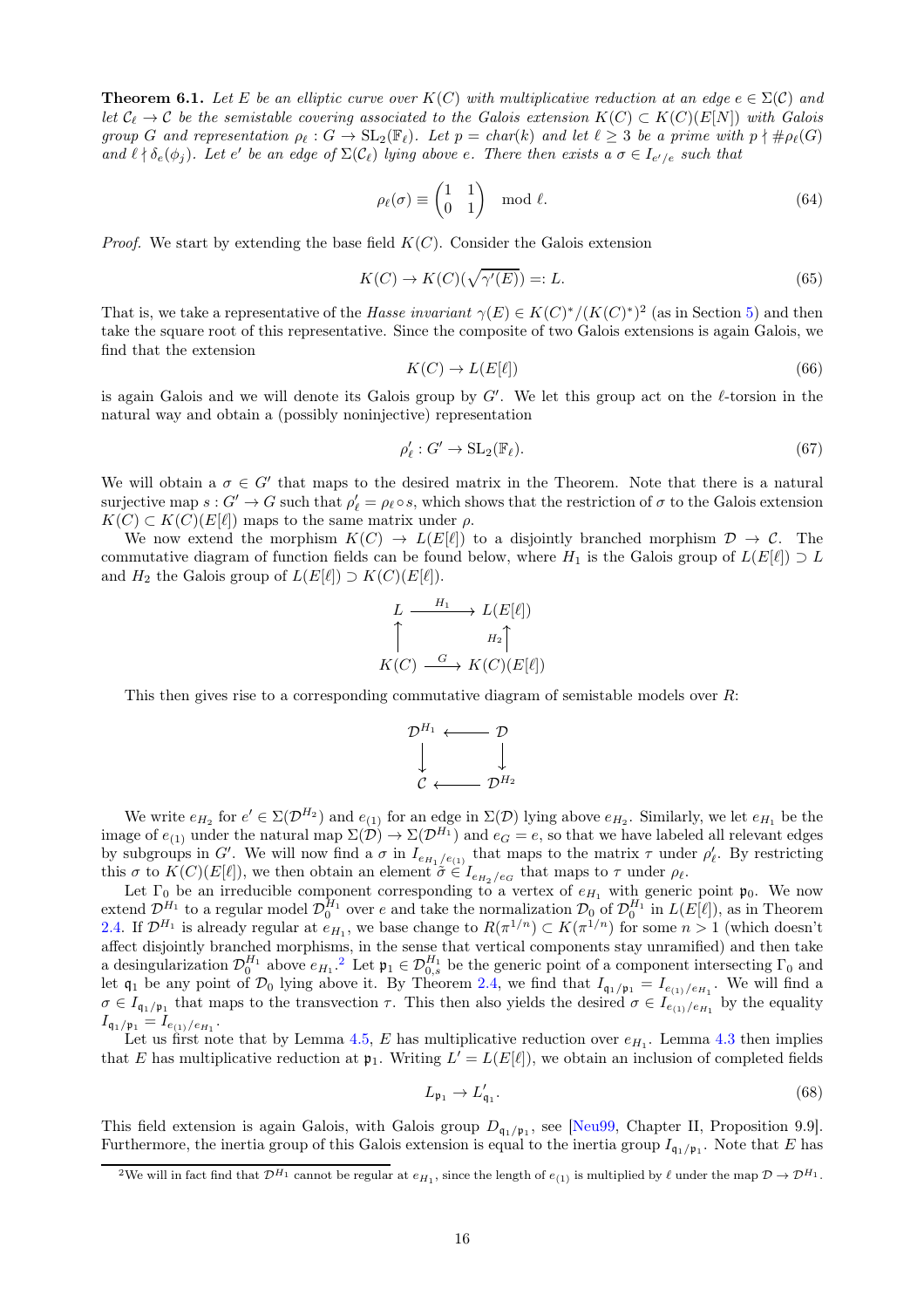**Theorem 6.1.** *Let $E$ be an elliptic curve over $K(C)$ with multiplicative reduction at an edge $e \in \Sigma(\mathcal{C})$ and let $\mathcal{C}_\ell \to \mathcal{C}$ be the semistable covering associated to the Galois extension $K(C) \subset K(C)(E[N])$ with Galois group $G$ and representation $\rho_\ell : G \to \mathrm{SL}_2(\mathbb{F}_\ell)$. Let $p = char(k)$ and let $\ell \geq 3$ be a prime with $p \nmid \#\rho_\ell(G)$ and $\ell \nmid \delta_e(\phi_j)$. Let $e'$ be an edge of $\Sigma(\mathcal{C}_\ell)$ lying above $e$. There then exists a $\sigma \in I_{e'/e}$ such that*

$$\rho_\ell(\sigma) \equiv \begin{pmatrix} 1 & 1 \\ 0 & 1 \end{pmatrix} \mod \ell. \tag{64}$$

*Proof.* We start by extending the base field $K(C)$. Consider the Galois extension

$$K(C) \to K(C)(\sqrt{\gamma'(E)}) =: L. \tag{65}$$

That is, we take a representative of the *Hasse invariant* $\gamma(E) \in K(C)^*/(K(C)^*)^2$ (as in Section 5) and then take the square root of this representative. Since the composite of two Galois extensions is again Galois, we find that the extension

$$K(C) \to L(E[\ell]) \tag{66}$$

is again Galois and we will denote its Galois group by $G'$. We let this group act on the $\ell$-torsion in the natural way and obtain a (possibly noninjective) representation

$$\rho'_\ell : G' \to \mathrm{SL}_2(\mathbb{F}_\ell). \tag{67}$$

We will obtain a $\sigma \in G'$ that maps to the desired matrix in the Theorem. Note that there is a natural surjective map $s : G' \to G$ such that $\rho'_\ell = \rho_\ell \circ s$, which shows that the restriction of $\sigma$ to the Galois extension $K(C) \subset K(C)(E[\ell])$ maps to the same matrix under $\rho$.

We now extend the morphism $K(C) \to L(E[\ell])$ to a disjointly branched morphism $\mathcal{D} \to \mathcal{C}$. The commutative diagram of function fields can be found below, where $H_1$ is the Galois group of $L(E[\ell]) \supset L$ and $H_2$ the Galois group of $L(E[\ell]) \supset K(C)(E[\ell])$.

$$\begin{array}{ccc} L & \xrightarrow{H_1} & L(E[\ell]) \\ \uparrow & & \uparrow{\scriptstyle H_2} \\ K(C) & \xrightarrow{G} & K(C)(E[\ell]) \end{array}$$

This then gives rise to a corresponding commutative diagram of semistable models over $R$:

$$\begin{array}{ccc} \mathcal{D}^{H_1} & \longleftarrow & \mathcal{D} \\ \downarrow & & \downarrow \\ \mathcal{C} & \longleftarrow & \mathcal{D}^{H_2} \end{array}$$

We write $e_{H_2}$ for $e' \in \Sigma(\mathcal{D}^{H_2})$ and $e_{(1)}$ for an edge in $\Sigma(\mathcal{D})$ lying above $e_{H_2}$. Similarly, we let $e_{H_1}$ be the image of $e_{(1)}$ under the natural map $\Sigma(\mathcal{D}) \to \Sigma(\mathcal{D}^{H_1})$ and $e_G = e$, so that we have labeled all relevant edges by subgroups in $G'$. We will now find a $\sigma$ in $I_{e_{H_1}/e_{(1)}}$ that maps to the matrix $\tau$ under $\rho'_\ell$. By restricting this $\sigma$ to $K(C)(E[\ell])$, we then obtain an element $\tilde{\sigma} \in I_{e_{H_2}/e_G}$ that maps to $\tau$ under $\rho_\ell$.

Let $\Gamma_0$ be an irreducible component corresponding to a vertex of $e_{H_1}$ with generic point $\mathfrak{p}_0$. We now extend $\mathcal{D}^{H_1}$ to a regular model $\mathcal{D}_0^{H_1}$ over $e$ and take the normalization $\mathcal{D}_0$ of $\mathcal{D}_0^{H_1}$ in $L(E[\ell])$, as in Theorem 2.4. If $\mathcal{D}^{H_1}$ is already regular at $e_{H_1}$, we base change to $R(\pi^{1/n}) \subset K(\pi^{1/n})$ for some $n > 1$ (which doesn't affect disjointly branched morphisms, in the sense that vertical components stay unramified) and then take a desingularization $\mathcal{D}_0^{H_1}$ above $e_{H_1}$.[2] Let $\mathfrak{p}_1 \in \mathcal{D}_{0,s}^{H_1}$ be the generic point of a component intersecting $\Gamma_0$ and let $\mathfrak{q}_1$ be any point of $\mathcal{D}_0$ lying above it. By Theorem 2.4, we find that $I_{\mathfrak{q}_1/\mathfrak{p}_1} = I_{e_{(1)}/e_{H_1}}$. We will find a $\sigma \in I_{\mathfrak{q}_1/\mathfrak{p}_1}$ that maps to the transvection $\tau$. This then also yields the desired $\sigma \in I_{e_{(1)}/e_{H_1}}$ by the equality $I_{\mathfrak{q}_1/\mathfrak{p}_1} = I_{e_{(1)}/e_{H_1}}$.

Let us first note that by Lemma 4.5, $E$ has multiplicative reduction over $e_{H_1}$. Lemma 4.3 then implies that $E$ has multiplicative reduction at $\mathfrak{p}_1$. Writing $L' = L(E[\ell])$, we obtain an inclusion of completed fields

$$L_{\mathfrak{p}_1} \to L'_{\mathfrak{q}_1}. \tag{68}$$

This field extension is again Galois, with Galois group $D_{\mathfrak{q}_1/\mathfrak{p}_1}$, see [Neu99, Chapter II, Proposition 9.9]. Furthermore, the inertia group of this Galois extension is equal to the inertia group $I_{\mathfrak{q}_1/\mathfrak{p}_1}$. Note that $E$ has

[2] We will in fact find that $\mathcal{D}^{H_1}$ cannot be regular at $e_{H_1}$, since the length of $e_{(1)}$ is multiplied by $\ell$ under the map $\mathcal{D} \to \mathcal{D}^{H_1}$.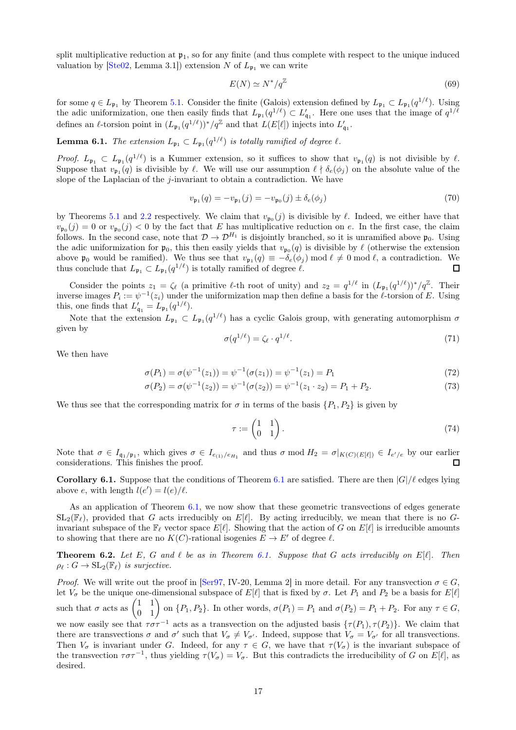split multiplicative reduction at $\mathfrak{p}_1$, so for any finite (and thus complete with respect to the unique induced valuation by [Ste02, Lemma 3.1]) extension $N$ of $L_{\mathfrak{p}_1}$ we can write

$$E(N) \simeq N^*/q^{\mathbb{Z}} \tag{69}$$

for some $q \in L_{\mathfrak{p}_1}$ by Theorem 5.1. Consider the finite (Galois) extension defined by $L_{\mathfrak{p}_1} \subset L_{\mathfrak{p}_1}(q^{1/\ell})$. Using the adic uniformization, one then easily finds that $L_{\mathfrak{p}_1}(q^{1/\ell}) \subset L'_{\mathfrak{q}_1}$. Here one uses that the image of $q^{1/\ell}$ defines an $\ell$-torsion point in $(L_{\mathfrak{p}_1}(q^{1/\ell}))^*/q^{\mathbb{Z}}$ and that $L(E[\ell])$ injects into $L'_{\mathfrak{q}_1}$.

**Lemma 6.1.** *The extension $L_{\mathfrak{p}_1} \subset L_{\mathfrak{p}_1}(q^{1/\ell})$ is totally ramified of degree $\ell$.*

*Proof.* $L_{\mathfrak{p}_1} \subset L_{\mathfrak{p}_1}(q^{1/\ell})$ is a Kummer extension, so it suffices to show that $v_{\mathfrak{p}_1}(q)$ is not divisible by $\ell$. Suppose that $v_{\mathfrak{p}_1}(q)$ is divisible by $\ell$. We will use our assumption $\ell \nmid \delta_e(\phi_j)$ on the absolute value of the slope of the Laplacian of the $j$-invariant to obtain a contradiction. We have

$$v_{\mathfrak{p}_1}(q) = -v_{\mathfrak{p}_1}(j) = -v_{\mathfrak{p}_0}(j) \pm \delta_e(\phi_j) \tag{70}$$

by Theorems 5.1 and 2.2 respectively. We claim that $v_{\mathfrak{p}_0}(j)$ is divisible by $\ell$. Indeed, we either have that $v_{\mathfrak{p}_0}(j) = 0$ or $v_{\mathfrak{p}_0}(j) < 0$ by the fact that $E$ has multiplicative reduction on $e$. In the first case, the claim follows. In the second case, note that $\mathcal{D} \to \mathcal{D}^{H_1}$ is disjointly branched, so it is unramified above $\mathfrak{p}_0$. Using the adic uniformization for $\mathfrak{p}_0$, this then easily yields that $v_{\mathfrak{p}_0}(q)$ is divisible by $\ell$ (otherwise the extension above $\mathfrak{p}_0$ would be ramified). We thus see that $v_{\mathfrak{p}_1}(q) \equiv -\delta_e(\phi_j) \bmod \ell \neq 0 \bmod \ell$, a contradiction. We thus conclude that $L_{\mathfrak{p}_1} \subset L_{\mathfrak{p}_1}(q^{1/\ell})$ is totally ramified of degree $\ell$. ∎

Consider the points $z_1 = \zeta_\ell$ (a primitive $\ell$-th root of unity) and $z_2 = q^{1/\ell}$ in $(L_{\mathfrak{p}_1}(q^{1/\ell}))^*/q^{\mathbb{Z}}$. Their inverse images $P_i := \psi^{-1}(z_i)$ under the uniformization map then define a basis for the $\ell$-torsion of $E$. Using this, one finds that $L'_{\mathfrak{q}_1} = L_{\mathfrak{p}_1}(q^{1/\ell})$.

Note that the extension $L_{\mathfrak{p}_1} \subset L_{\mathfrak{p}_1}(q^{1/\ell})$ has a cyclic Galois group, with generating automorphism $\sigma$ given by

$$\sigma(q^{1/\ell}) = \zeta_\ell \cdot q^{1/\ell}. \tag{71}$$

We then have

$$\sigma(P_1) = \sigma(\psi^{-1}(z_1)) = \psi^{-1}(\sigma(z_1)) = \psi^{-1}(z_1) = P_1 \tag{72}$$

$$\sigma(P_2) = \sigma(\psi^{-1}(z_2)) = \psi^{-1}(\sigma(z_2)) = \psi^{-1}(z_1 \cdot z_2) = P_1 + P_2. \tag{73}$$

We thus see that the corresponding matrix for $\sigma$ in terms of the basis $\{P_1, P_2\}$ is given by

$$\tau := \begin{pmatrix} 1 & 1 \\ 0 & 1 \end{pmatrix}. \tag{74}$$

Note that $\sigma \in I_{\mathfrak{q}_1/\mathfrak{p}_1}$, which gives $\sigma \in I_{e_{(1)}/e_{H_1}}$ and thus $\sigma \bmod H_2 = \sigma|_{K(C)(E[\ell])} \in I_{e'/e}$ by our earlier considerations. This finishes the proof. ∎

**Corollary 6.1.** Suppose that the conditions of Theorem 6.1 are satisfied. There are then $|G|/\ell$ edges lying above $e$, with length $l(e') = l(e)/\ell$.

As an application of Theorem 6.1, we now show that these geometric transvections of edges generate $\mathrm{SL}_2(\mathbb{F}_\ell)$, provided that $G$ acts irreducibly on $E[\ell]$. By acting irreducibly, we mean that there is no $G$-invariant subspace of the $\mathbb{F}_\ell$ vector space $E[\ell]$. Showing that the action of $G$ on $E[\ell]$ is irreducible amounts to showing that there are no $K(C)$-rational isogenies $E \to E'$ of degree $\ell$.

**Theorem 6.2.** *Let $E$, $G$ and $\ell$ be as in Theorem 6.1. Suppose that $G$ acts irreducibly on $E[\ell]$. Then $\rho_\ell : G \to \mathrm{SL}_2(\mathbb{F}_\ell)$ is surjective.*

*Proof.* We will write out the proof in [Ser97, IV-20, Lemma 2] in more detail. For any transvection $\sigma \in G$, let $V_\sigma$ be the unique one-dimensional subspace of $E[\ell]$ that is fixed by $\sigma$. Let $P_1$ and $P_2$ be a basis for $E[\ell]$ such that $\sigma$ acts as $\begin{pmatrix} 1 & 1 \\ 0 & 1 \end{pmatrix}$ on $\{P_1, P_2\}$. In other words, $\sigma(P_1) = P_1$ and $\sigma(P_2) = P_1 + P_2$. For any $\tau \in G$, we now easily see that $\tau\sigma\tau^{-1}$ acts as a transvection on the adjusted basis $\{\tau(P_1), \tau(P_2)\}$. We claim that there are transvections $\sigma$ and $\sigma'$ such that $V_\sigma \neq V_{\sigma'}$. Indeed, suppose that $V_\sigma = V_{\sigma'}$ for all transvections. Then $V_\sigma$ is invariant under $G$. Indeed, for any $\tau \in G$, we have that $\tau(V_\sigma)$ is the invariant subspace of the transvection $\tau\sigma\tau^{-1}$, thus yielding $\tau(V_\sigma) = V_\sigma$. But this contradicts the irreducibility of $G$ on $E[\ell]$, as desired.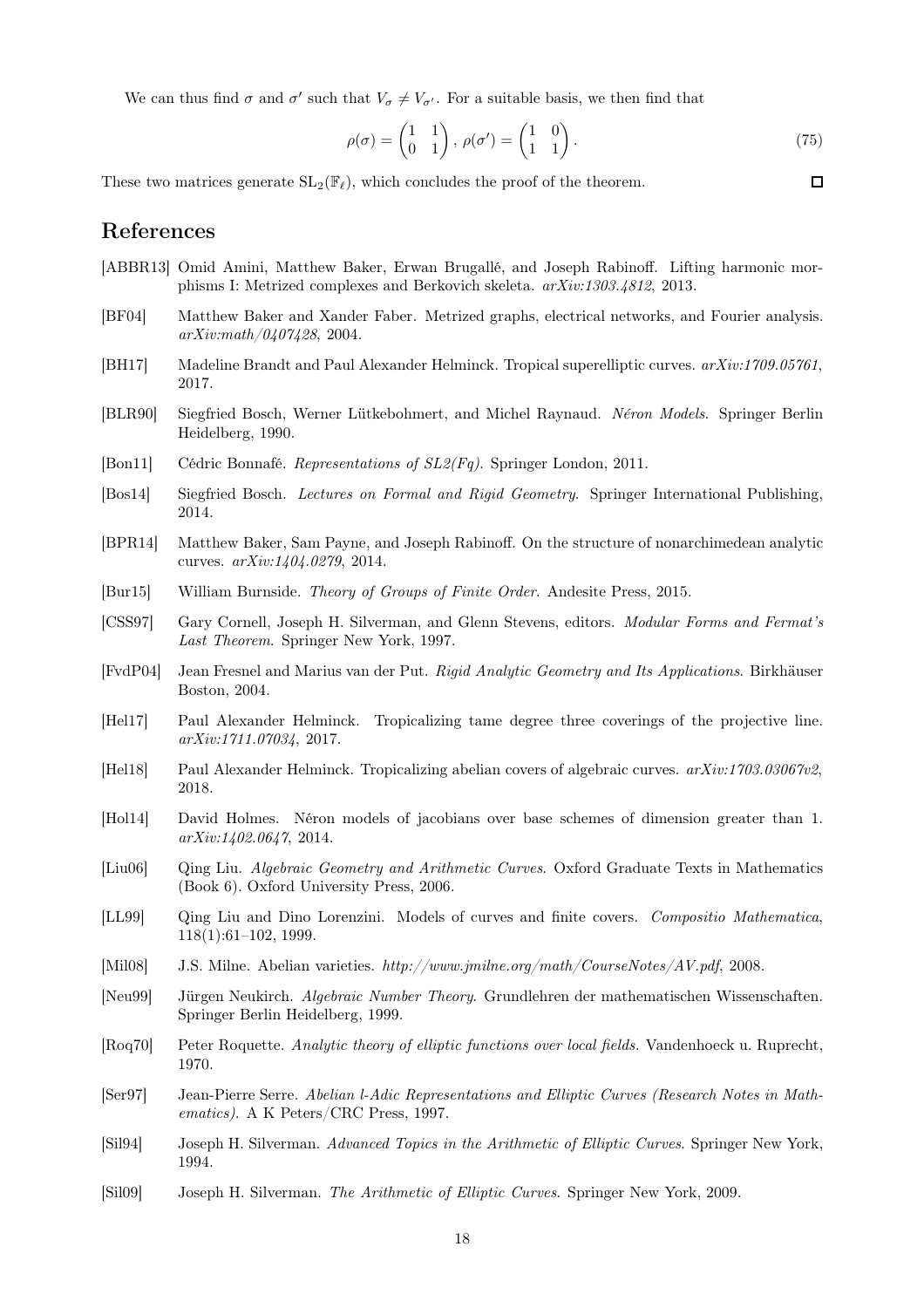We can thus find $\sigma$ and $\sigma'$ such that $V_\sigma \neq V_{\sigma'}$. For a suitable basis, we then find that

$$\rho(\sigma) = \begin{pmatrix} 1 & 1 \\ 0 & 1 \end{pmatrix}, \, \rho(\sigma') = \begin{pmatrix} 1 & 0 \\ 1 & 1 \end{pmatrix}. \tag{75}$$

These two matrices generate $\mathrm{SL}_2(\mathbb{F}_\ell)$, which concludes the proof of the theorem. □

## References

[ABBR13] Omid Amini, Matthew Baker, Erwan Brugallé, and Joseph Rabinoff. Lifting harmonic morphisms I: Metrized complexes and Berkovich skeleta. *arXiv:1303.4812*, 2013.

[BF04] Matthew Baker and Xander Faber. Metrized graphs, electrical networks, and Fourier analysis. *arXiv:math/0407428*, 2004.

[BH17] Madeline Brandt and Paul Alexander Helminck. Tropical superelliptic curves. *arXiv:1709.05761*, 2017.

[BLR90] Siegfried Bosch, Werner Lütkebohmert, and Michel Raynaud. *Néron Models*. Springer Berlin Heidelberg, 1990.

[Bon11] Cédric Bonnafé. *Representations of SL2(Fq)*. Springer London, 2011.

[Bos14] Siegfried Bosch. *Lectures on Formal and Rigid Geometry*. Springer International Publishing, 2014.

[BPR14] Matthew Baker, Sam Payne, and Joseph Rabinoff. On the structure of nonarchimedean analytic curves. *arXiv:1404.0279*, 2014.

[Bur15] William Burnside. *Theory of Groups of Finite Order*. Andesite Press, 2015.

[CSS97] Gary Cornell, Joseph H. Silverman, and Glenn Stevens, editors. *Modular Forms and Fermat's Last Theorem*. Springer New York, 1997.

[FvdP04] Jean Fresnel and Marius van der Put. *Rigid Analytic Geometry and Its Applications*. Birkhäuser Boston, 2004.

[Hel17] Paul Alexander Helminck. Tropicalizing tame degree three coverings of the projective line. *arXiv:1711.07034*, 2017.

[Hel18] Paul Alexander Helminck. Tropicalizing abelian covers of algebraic curves. *arXiv:1703.03067v2*, 2018.

[Hol14] David Holmes. Néron models of jacobians over base schemes of dimension greater than 1. *arXiv:1402.0647*, 2014.

[Liu06] Qing Liu. *Algebraic Geometry and Arithmetic Curves*. Oxford Graduate Texts in Mathematics (Book 6). Oxford University Press, 2006.

[LL99] Qing Liu and Dino Lorenzini. Models of curves and finite covers. *Compositio Mathematica*, 118(1):61–102, 1999.

[Mil08] J.S. Milne. Abelian varieties. *http://www.jmilne.org/math/CourseNotes/AV.pdf*, 2008.

[Neu99] Jürgen Neukirch. *Algebraic Number Theory*. Grundlehren der mathematischen Wissenschaften. Springer Berlin Heidelberg, 1999.

[Roq70] Peter Roquette. *Analytic theory of elliptic functions over local fields*. Vandenhoeck u. Ruprecht, 1970.

[Ser97] Jean-Pierre Serre. *Abelian l-Adic Representations and Elliptic Curves (Research Notes in Mathematics)*. A K Peters/CRC Press, 1997.

[Sil94] Joseph H. Silverman. *Advanced Topics in the Arithmetic of Elliptic Curves*. Springer New York, 1994.

[Sil09] Joseph H. Silverman. *The Arithmetic of Elliptic Curves*. Springer New York, 2009.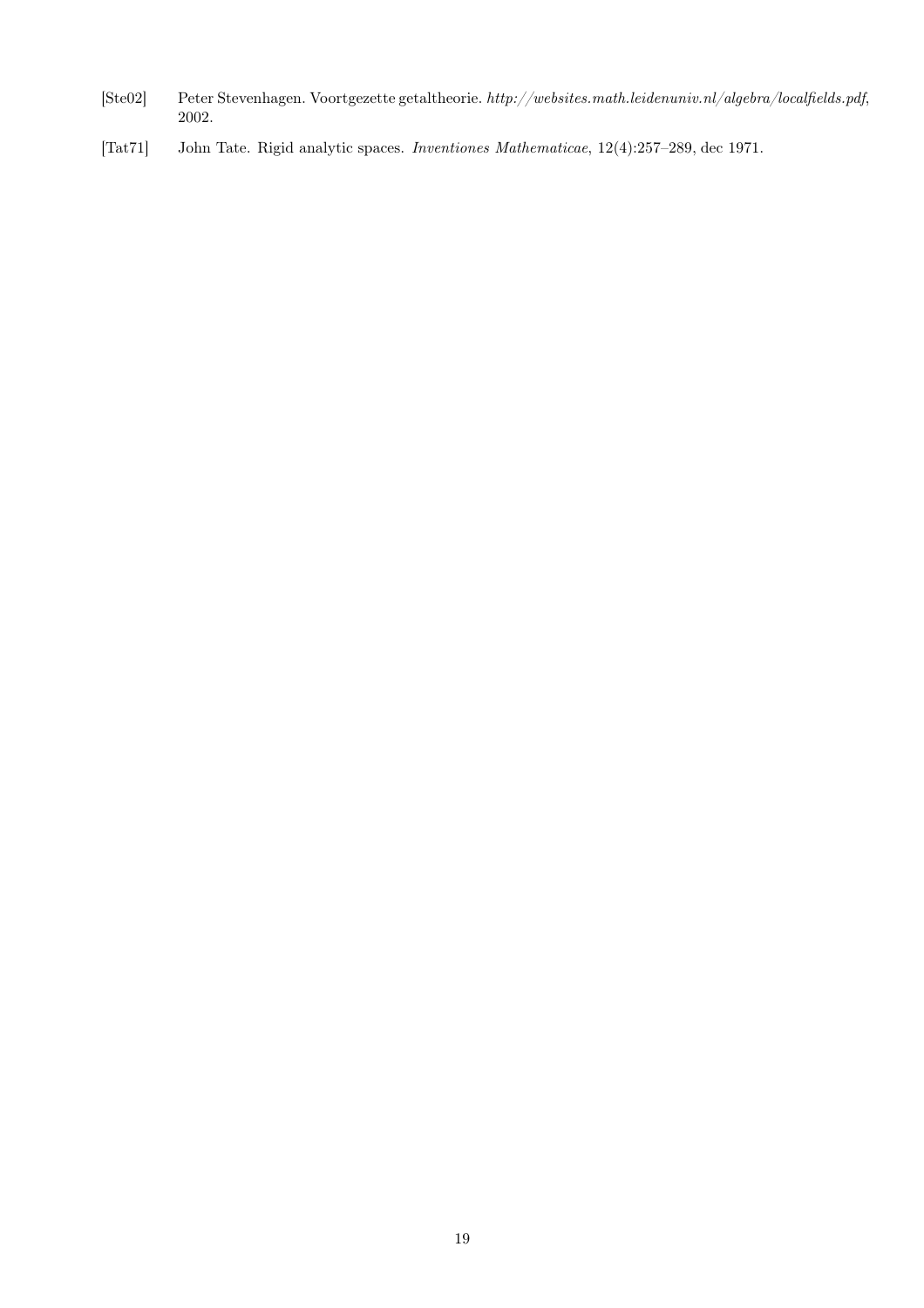[Ste02] Peter Stevenhagen. Voortgezette getaltheorie. *http://websites.math.leidenuniv.nl/algebra/localfields.pdf*, 2002.

[Tat71] John Tate. Rigid analytic spaces. *Inventiones Mathematicae*, 12(4):257–289, dec 1971.